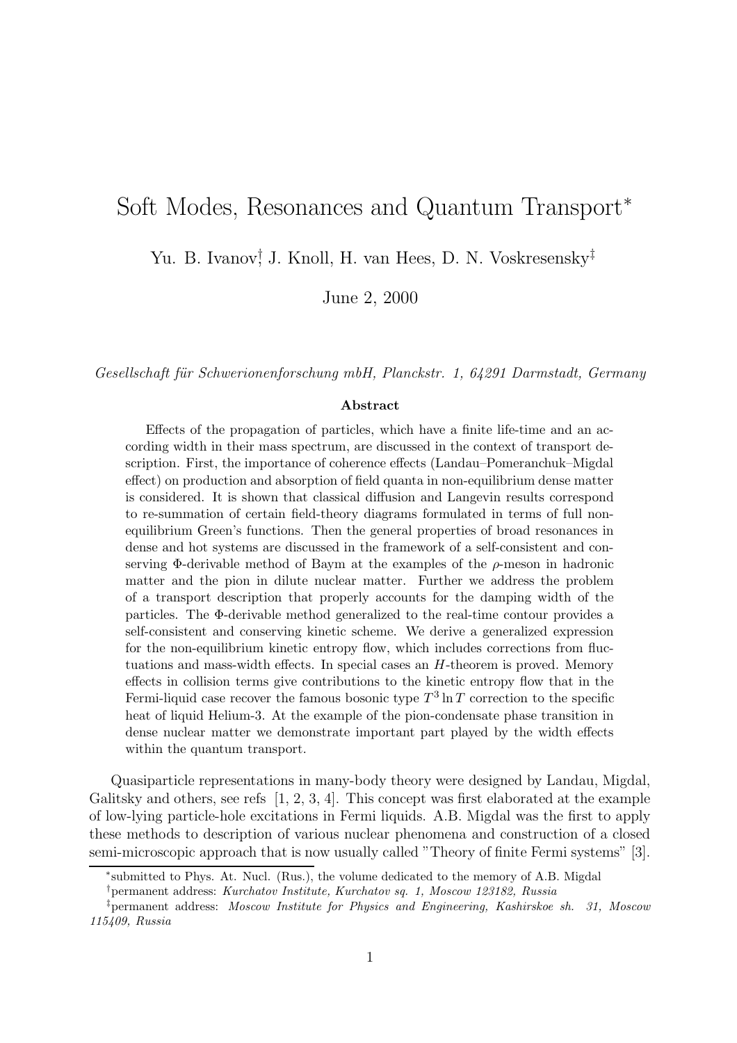# Soft Modes, Resonances and Quantum Transport*

Yu. B. Ivanov[†], J. Knoll, H. van Hees, D. N. Voskresensky[‡]

June 2, 2000

*Gesellschaft für Schwerionenforschung mbH, Planckstr. 1, 64291 Darmstadt, Germany*

**Abstract**

Effects of the propagation of particles, which have a finite life-time and an according width in their mass spectrum, are discussed in the context of transport description. First, the importance of coherence effects (Landau–Pomeranchuk–Migdal effect) on production and absorption of field quanta in non-equilibrium dense matter is considered. It is shown that classical diffusion and Langevin results correspond to re-summation of certain field-theory diagrams formulated in terms of full non-equilibrium Green's functions. Then the general properties of broad resonances in dense and hot systems are discussed in the framework of a self-consistent and conserving $\Phi$-derivable method of Baym at the examples of the $\rho$-meson in hadronic matter and the pion in dilute nuclear matter. Further we address the problem of a transport description that properly accounts for the damping width of the particles. The $\Phi$-derivable method generalized to the real-time contour provides a self-consistent and conserving kinetic scheme. We derive a generalized expression for the non-equilibrium kinetic entropy flow, which includes corrections from fluctuations and mass-width effects. In special cases an $H$-theorem is proved. Memory effects in collision terms give contributions to the kinetic entropy flow that in the Fermi-liquid case recover the famous bosonic type $T^3 \ln T$ correction to the specific heat of liquid Helium-3. At the example of the pion-condensate phase transition in dense nuclear matter we demonstrate important part played by the width effects within the quantum transport.

Quasiparticle representations in many-body theory were designed by Landau, Migdal, Galitsky and others, see refs [1, 2, 3, 4]. This concept was first elaborated at the example of low-lying particle-hole excitations in Fermi liquids. A.B. Migdal was the first to apply these methods to description of various nuclear phenomena and construction of a closed semi-microscopic approach that is now usually called "Theory of finite Fermi systems" [3].

---

*submitted to Phys. At. Nucl. (Rus.), the volume dedicated to the memory of A.B. Migdal

[†]permanent address: *Kurchatov Institute, Kurchatov sq. 1, Moscow 123182, Russia*

[‡]permanent address: *Moscow Institute for Physics and Engineering, Kashirskoe sh. 31, Moscow 115409, Russia*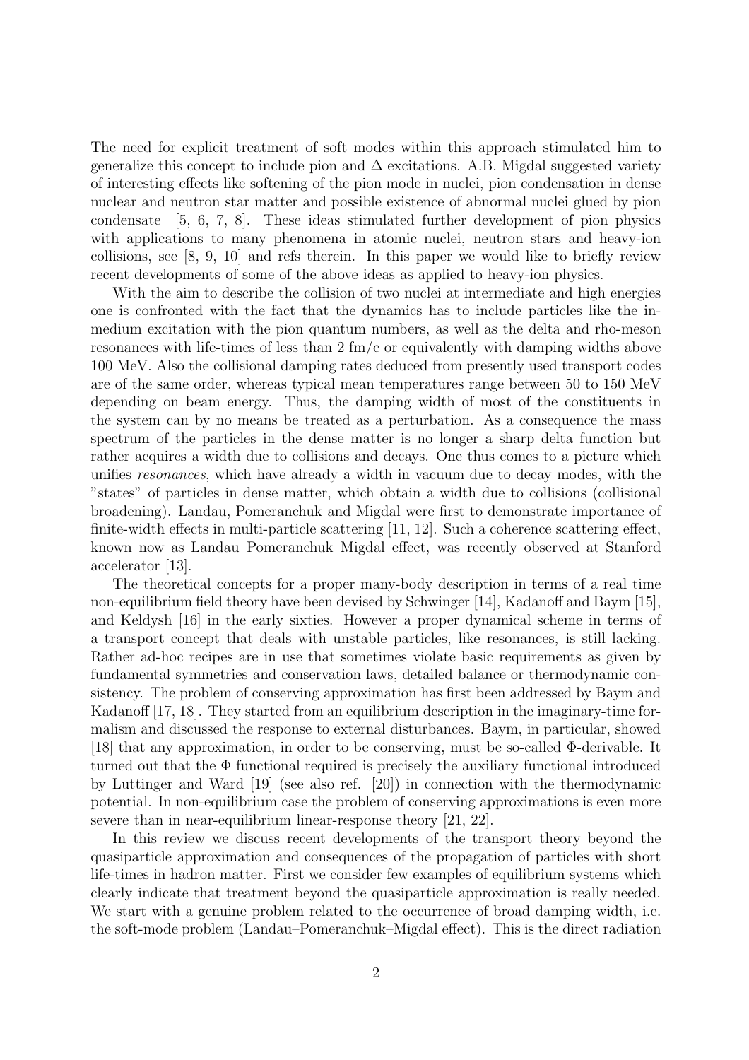The need for explicit treatment of soft modes within this approach stimulated him to generalize this concept to include pion and $\Delta$ excitations. A.B. Migdal suggested variety of interesting effects like softening of the pion mode in nuclei, pion condensation in dense nuclear and neutron star matter and possible existence of abnormal nuclei glued by pion condensate [5, 6, 7, 8]. These ideas stimulated further development of pion physics with applications to many phenomena in atomic nuclei, neutron stars and heavy-ion collisions, see [8, 9, 10] and refs therein. In this paper we would like to briefly review recent developments of some of the above ideas as applied to heavy-ion physics.

With the aim to describe the collision of two nuclei at intermediate and high energies one is confronted with the fact that the dynamics has to include particles like the in-medium excitation with the pion quantum numbers, as well as the delta and rho-meson resonances with life-times of less than 2 fm/c or equivalently with damping widths above 100 MeV. Also the collisional damping rates deduced from presently used transport codes are of the same order, whereas typical mean temperatures range between 50 to 150 MeV depending on beam energy. Thus, the damping width of most of the constituents in the system can by no means be treated as a perturbation. As a consequence the mass spectrum of the particles in the dense matter is no longer a sharp delta function but rather acquires a width due to collisions and decays. One thus comes to a picture which unifies *resonances*, which have already a width in vacuum due to decay modes, with the "states" of particles in dense matter, which obtain a width due to collisions (collisional broadening). Landau, Pomeranchuk and Migdal were first to demonstrate importance of finite-width effects in multi-particle scattering [11, 12]. Such a coherence scattering effect, known now as Landau–Pomeranchuk–Migdal effect, was recently observed at Stanford accelerator [13].

The theoretical concepts for a proper many-body description in terms of a real time non-equilibrium field theory have been devised by Schwinger [14], Kadanoff and Baym [15], and Keldysh [16] in the early sixties. However a proper dynamical scheme in terms of a transport concept that deals with unstable particles, like resonances, is still lacking. Rather ad-hoc recipes are in use that sometimes violate basic requirements as given by fundamental symmetries and conservation laws, detailed balance or thermodynamic consistency. The problem of conserving approximation has first been addressed by Baym and Kadanoff [17, 18]. They started from an equilibrium description in the imaginary-time formalism and discussed the response to external disturbances. Baym, in particular, showed [18] that any approximation, in order to be conserving, must be so-called $\Phi$-derivable. It turned out that the $\Phi$ functional required is precisely the auxiliary functional introduced by Luttinger and Ward [19] (see also ref. [20]) in connection with the thermodynamic potential. In non-equilibrium case the problem of conserving approximations is even more severe than in near-equilibrium linear-response theory [21, 22].

In this review we discuss recent developments of the transport theory beyond the quasiparticle approximation and consequences of the propagation of particles with short life-times in hadron matter. First we consider few examples of equilibrium systems which clearly indicate that treatment beyond the quasiparticle approximation is really needed. We start with a genuine problem related to the occurrence of broad damping width, i.e. the soft-mode problem (Landau–Pomeranchuk–Migdal effect). This is the direct radiation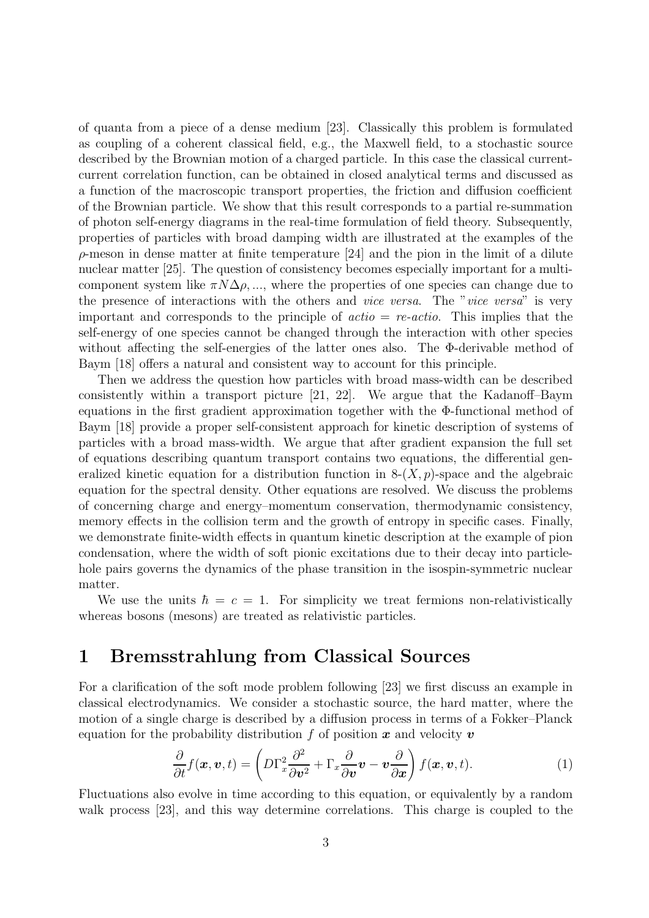of quanta from a piece of a dense medium [23]. Classically this problem is formulated as coupling of a coherent classical field, e.g., the Maxwell field, to a stochastic source described by the Brownian motion of a charged particle. In this case the classical current-current correlation function, can be obtained in closed analytical terms and discussed as a function of the macroscopic transport properties, the friction and diffusion coefficient of the Brownian particle. We show that this result corresponds to a partial re-summation of photon self-energy diagrams in the real-time formulation of field theory. Subsequently, properties of particles with broad damping width are illustrated at the examples of the $\rho$-meson in dense matter at finite temperature [24] and the pion in the limit of a dilute nuclear matter [25]. The question of consistency becomes especially important for a multi-component system like $\pi N\Delta\rho, ...$, where the properties of one species can change due to the presence of interactions with the others and *vice versa*. The "*vice versa*" is very important and corresponds to the principle of *actio = re-actio*. This implies that the self-energy of one species cannot be changed through the interaction with other species without affecting the self-energies of the latter ones also. The $\Phi$-derivable method of Baym [18] offers a natural and consistent way to account for this principle.

Then we address the question how particles with broad mass-width can be described consistently within a transport picture [21, 22]. We argue that the Kadanoff–Baym equations in the first gradient approximation together with the $\Phi$-functional method of Baym [18] provide a proper self-consistent approach for kinetic description of systems of particles with a broad mass-width. We argue that after gradient expansion the full set of equations describing quantum transport contains two equations, the differential generalized kinetic equation for a distribution function in 8-$(X, p)$-space and the algebraic equation for the spectral density. Other equations are resolved. We discuss the problems of concerning charge and energy–momentum conservation, thermodynamic consistency, memory effects in the collision term and the growth of entropy in specific cases. Finally, we demonstrate finite-width effects in quantum kinetic description at the example of pion condensation, where the width of soft pionic excitations due to their decay into particle-hole pairs governs the dynamics of the phase transition in the isospin-symmetric nuclear matter.

We use the units $\hbar = c = 1$. For simplicity we treat fermions non-relativistically whereas bosons (mesons) are treated as relativistic particles.

# 1 Bremsstrahlung from Classical Sources

For a clarification of the soft mode problem following [23] we first discuss an example in classical electrodynamics. We consider a stochastic source, the hard matter, where the motion of a single charge is described by a diffusion process in terms of a Fokker–Planck equation for the probability distribution $f$ of position $\boldsymbol{x}$ and velocity $\boldsymbol{v}$

$$\frac{\partial}{\partial t} f(\boldsymbol{x}, \boldsymbol{v}, t) = \left( D\Gamma_x^2 \frac{\partial^2}{\partial \boldsymbol{v}^2} + \Gamma_x \frac{\partial}{\partial \boldsymbol{v}} \boldsymbol{v} - \boldsymbol{v} \frac{\partial}{\partial \boldsymbol{x}} \right) f(\boldsymbol{x}, \boldsymbol{v}, t). \tag{1}$$

Fluctuations also evolve in time according to this equation, or equivalently by a random walk process [23], and this way determine correlations. This charge is coupled to the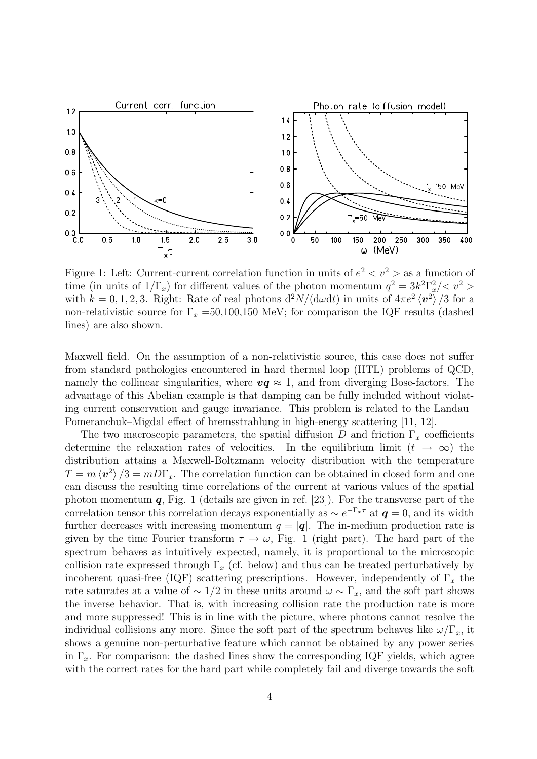Figure 1: Left: Current-current correlation function in units of $e^2 < v^2 >$ as a function of time (in units of $1/\Gamma_x$) for different values of the photon momentum $q^2 = 3k^2\Gamma_x^2/< v^2 >$ with $k = 0, 1, 2, 3$. Right: Rate of real photons $\mathrm{d}^2N/(\mathrm{d}\omega\mathrm{d}t)$ in units of $4\pi e^2 \langle \boldsymbol{v}^2 \rangle /3$ for a non-relativistic source for $\Gamma_x$ =50,100,150 MeV; for comparison the IQF results (dashed lines) are also shown.

Maxwell field. On the assumption of a non-relativistic source, this case does not suffer from standard pathologies encountered in hard thermal loop (HTL) problems of QCD, namely the collinear singularities, where $\boldsymbol{vq} \approx 1$, and from diverging Bose-factors. The advantage of this Abelian example is that damping can be fully included without violating current conservation and gauge invariance. This problem is related to the Landau–Pomeranchuk–Migdal effect of bremsstrahlung in high-energy scattering [11, 12].

The two macroscopic parameters, the spatial diffusion $D$ and friction $\Gamma_x$ coefficients determine the relaxation rates of velocities. In the equilibrium limit ($t \to \infty$) the distribution attains a Maxwell-Boltzmann velocity distribution with the temperature $T = m \langle \boldsymbol{v}^2 \rangle /3 = mD\Gamma_x$. The correlation function can be obtained in closed form and one can discuss the resulting time correlations of the current at various values of the spatial photon momentum $\boldsymbol{q}$, Fig. 1 (details are given in ref. [23]). For the transverse part of the correlation tensor this correlation decays exponentially as $\sim e^{-\Gamma_x \tau}$ at $\boldsymbol{q} = 0$, and its width further decreases with increasing momentum $q = |\boldsymbol{q}|$. The in-medium production rate is given by the time Fourier transform $\tau \to \omega$, Fig. 1 (right part). The hard part of the spectrum behaves as intuitively expected, namely, it is proportional to the microscopic collision rate expressed through $\Gamma_x$ (cf. below) and thus can be treated perturbatively by incoherent quasi-free (IQF) scattering prescriptions. However, independently of $\Gamma_x$ the rate saturates at a value of $\sim 1/2$ in these units around $\omega \sim \Gamma_x$, and the soft part shows the inverse behavior. That is, with increasing collision rate the production rate is more and more suppressed! This is in line with the picture, where photons cannot resolve the individual collisions any more. Since the soft part of the spectrum behaves like $\omega/\Gamma_x$, it shows a genuine non-perturbative feature which cannot be obtained by any power series in $\Gamma_x$. For comparison: the dashed lines show the corresponding IQF yields, which agree with the correct rates for the hard part while completely fail and diverge towards the soft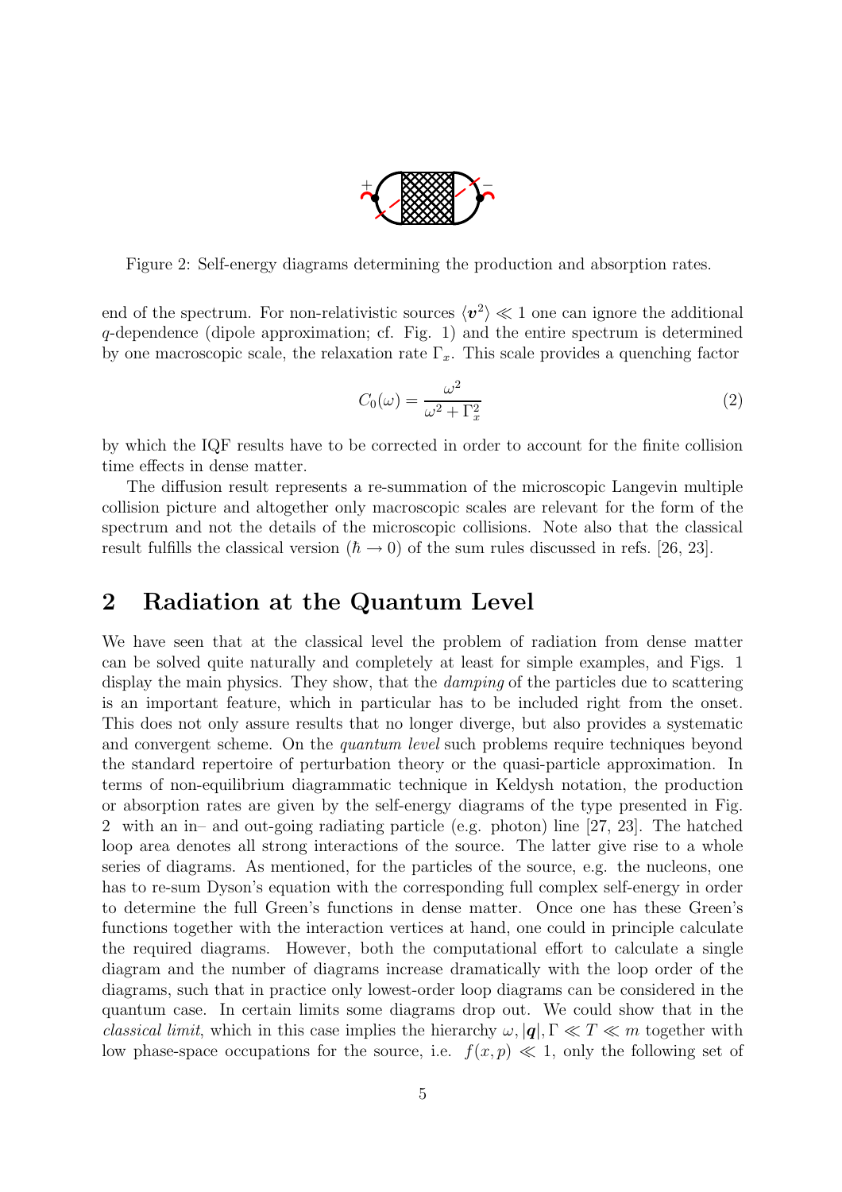Figure 2: Self-energy diagrams determining the production and absorption rates.

end of the spectrum. For non-relativistic sources $\langle \boldsymbol{v}^2 \rangle \ll 1$ one can ignore the additional $q$-dependence (dipole approximation; cf. Fig. 1) and the entire spectrum is determined by one macroscopic scale, the relaxation rate $\Gamma_x$. This scale provides a quenching factor

$$C_0(\omega) = \frac{\omega^2}{\omega^2 + \Gamma_x^2} \tag{2}$$

by which the IQF results have to be corrected in order to account for the finite collision time effects in dense matter.

The diffusion result represents a re-summation of the microscopic Langevin multiple collision picture and altogether only macroscopic scales are relevant for the form of the spectrum and not the details of the microscopic collisions. Note also that the classical result fulfills the classical version ($\hbar \to 0$) of the sum rules discussed in refs. [26, 23].

## 2 Radiation at the Quantum Level

We have seen that at the classical level the problem of radiation from dense matter can be solved quite naturally and completely at least for simple examples, and Figs. 1 display the main physics. They show, that the *damping* of the particles due to scattering is an important feature, which in particular has to be included right from the onset. This does not only assure results that no longer diverge, but also provides a systematic and convergent scheme. On the *quantum level* such problems require techniques beyond the standard repertoire of perturbation theory or the quasi-particle approximation. In terms of non-equilibrium diagrammatic technique in Keldysh notation, the production or absorption rates are given by the self-energy diagrams of the type presented in Fig. 2 with an in– and out-going radiating particle (e.g. photon) line [27, 23]. The hatched loop area denotes all strong interactions of the source. The latter give rise to a whole series of diagrams. As mentioned, for the particles of the source, e.g. the nucleons, one has to re-sum Dyson's equation with the corresponding full complex self-energy in order to determine the full Green's functions in dense matter. Once one has these Green's functions together with the interaction vertices at hand, one could in principle calculate the required diagrams. However, both the computational effort to calculate a single diagram and the number of diagrams increase dramatically with the loop order of the diagrams, such that in practice only lowest-order loop diagrams can be considered in the quantum case. In certain limits some diagrams drop out. We could show that in the *classical limit*, which in this case implies the hierarchy $\omega, |\boldsymbol{q}|, \Gamma \ll T \ll m$ together with low phase-space occupations for the source, i.e. $f(x,p) \ll 1$, only the following set of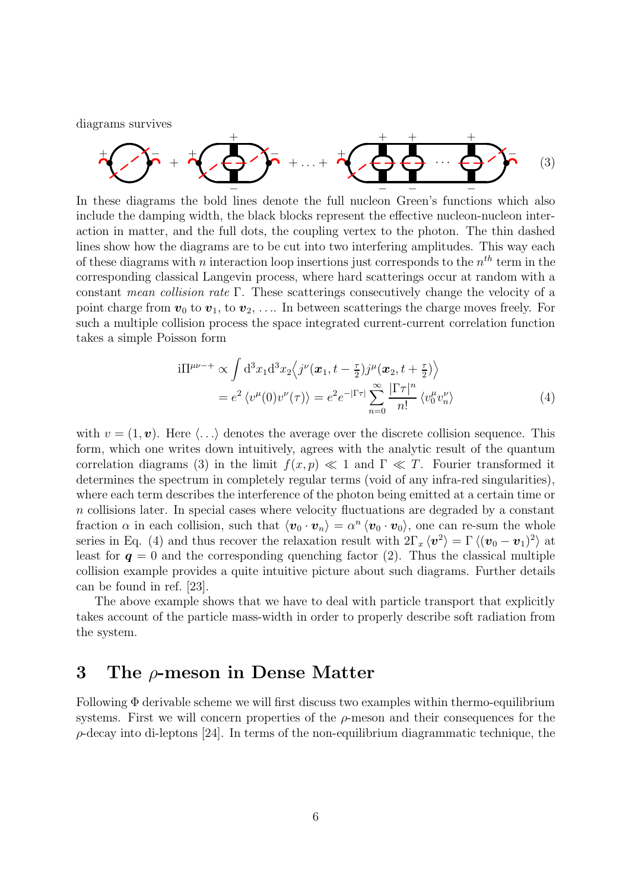diagrams survives

$$\text{(3)}$$

In these diagrams the bold lines denote the full nucleon Green's functions which also include the damping width, the black blocks represent the effective nucleon-nucleon interaction in matter, and the full dots, the coupling vertex to the photon. The thin dashed lines show how the diagrams are to be cut into two interfering amplitudes. This way each of these diagrams with $n$ interaction loop insertions just corresponds to the $n^{th}$ term in the corresponding classical Langevin process, where hard scatterings occur at random with a constant *mean collision rate* $\Gamma$. These scatterings consecutively change the velocity of a point charge from $\boldsymbol{v}_0$ to $\boldsymbol{v}_1$, to $\boldsymbol{v}_2$, .... In between scatterings the charge moves freely. For such a multiple collision process the space integrated current-current correlation function takes a simple Poisson form

$$\begin{aligned}
\mathrm{i}\Pi^{\mu\nu-+} &\propto \int \mathrm{d}^3x_1\mathrm{d}^3x_2 \Big\langle j^\nu(\boldsymbol{x}_1, t-\tfrac{\tau}{2}) j^\mu(\boldsymbol{x}_2, t+\tfrac{\tau}{2})\Big\rangle \\
&= e^2 \left\langle v^\mu(0) v^\nu(\tau)\right\rangle = e^2 e^{-|\Gamma\tau|} \sum_{n=0}^{\infty} \frac{|\Gamma\tau|^n}{n!} \left\langle v_0^\mu v_n^\nu\right\rangle
\end{aligned} \tag{4}$$

with $v = (1, \boldsymbol{v})$. Here $\langle \ldots \rangle$ denotes the average over the discrete collision sequence. This form, which one writes down intuitively, agrees with the analytic result of the quantum correlation diagrams (3) in the limit $f(x,p) \ll 1$ and $\Gamma \ll T$. Fourier transformed it determines the spectrum in completely regular terms (void of any infra-red singularities), where each term describes the interference of the photon being emitted at a certain time or $n$ collisions later. In special cases where velocity fluctuations are degraded by a constant fraction $\alpha$ in each collision, such that $\langle \boldsymbol{v}_0 \cdot \boldsymbol{v}_n\rangle = \alpha^n \langle \boldsymbol{v}_0 \cdot \boldsymbol{v}_0\rangle$, one can re-sum the whole series in Eq. (4) and thus recover the relaxation result with $2\Gamma_x \langle \boldsymbol{v}^2\rangle = \Gamma \langle(\boldsymbol{v}_0 - \boldsymbol{v}_1)^2\rangle$ at least for $\boldsymbol{q} = 0$ and the corresponding quenching factor (2). Thus the classical multiple collision example provides a quite intuitive picture about such diagrams. Further details can be found in ref. [23].

The above example shows that we have to deal with particle transport that explicitly takes account of the particle mass-width in order to properly describe soft radiation from the system.

# 3 The $\rho$-meson in Dense Matter

Following $\Phi$ derivable scheme we will first discuss two examples within thermo-equilibrium systems. First we will concern properties of the $\rho$-meson and their consequences for the $\rho$-decay into di-leptons [24]. In terms of the non-equilibrium diagrammatic technique, the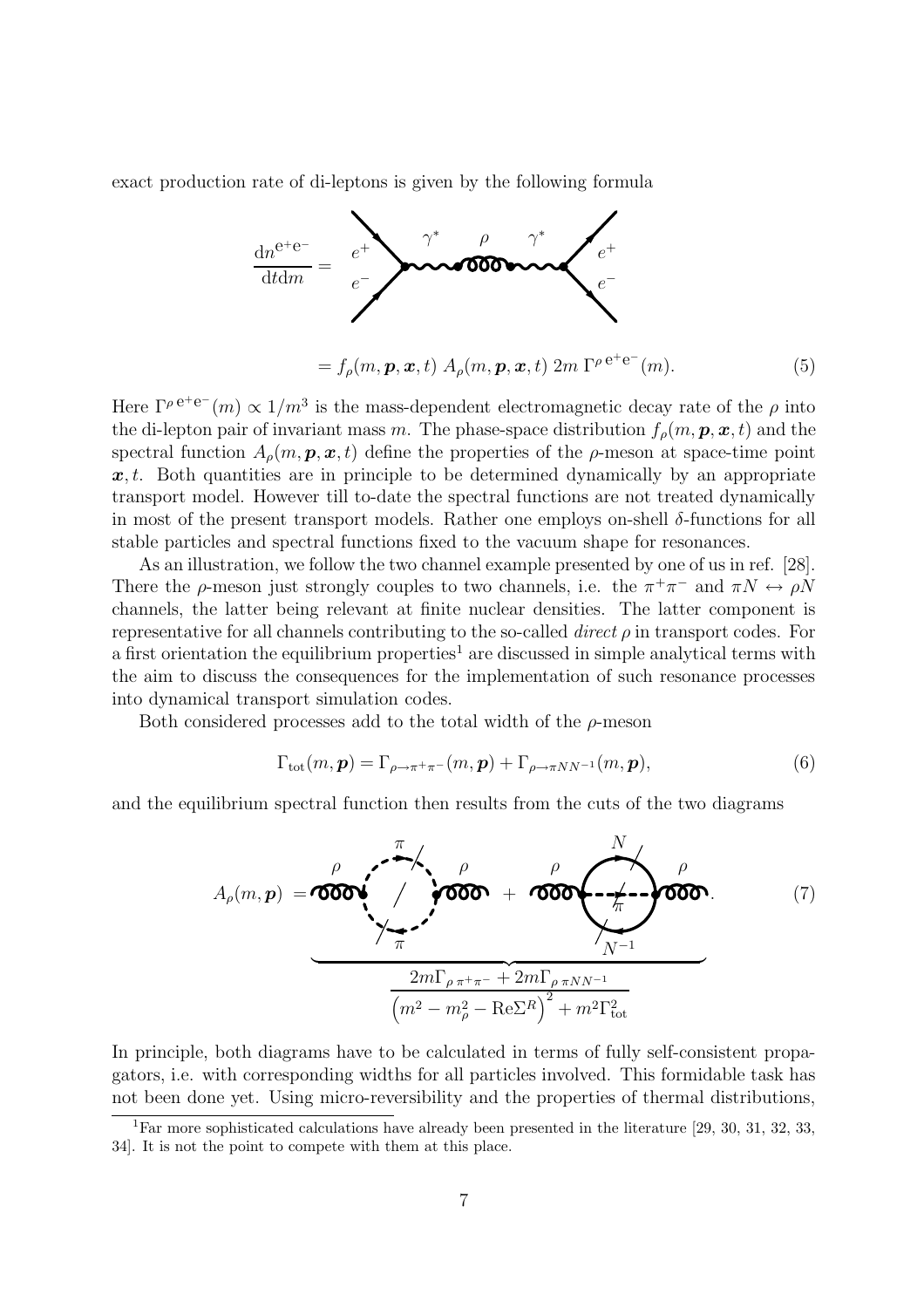exact production rate of di-leptons is given by the following formula

$$\frac{\mathrm{d}n^{\mathrm{e^+e^-}}}{\mathrm{d}t\mathrm{d}m} = \quad [\text{diagram: } e^+e^- \to \gamma^* \to \rho \to \gamma^* \to e^+e^-]$$

$$= f_\rho(m, \boldsymbol{p}, \boldsymbol{x}, t)\; A_\rho(m, \boldsymbol{p}, \boldsymbol{x}, t)\; 2m\; \Gamma^{\rho\, \mathrm{e^+e^-}}(m). \tag{5}$$

Here $\Gamma^{\rho\, \mathrm{e^+e^-}}(m) \propto 1/m^3$ is the mass-dependent electromagnetic decay rate of the $\rho$ into the di-lepton pair of invariant mass $m$. The phase-space distribution $f_\rho(m, \boldsymbol{p}, \boldsymbol{x}, t)$ and the spectral function $A_\rho(m, \boldsymbol{p}, \boldsymbol{x}, t)$ define the properties of the $\rho$-meson at space-time point $\boldsymbol{x}, t$. Both quantities are in principle to be determined dynamically by an appropriate transport model. However till to-date the spectral functions are not treated dynamically in most of the present transport models. Rather one employs on-shell $\delta$-functions for all stable particles and spectral functions fixed to the vacuum shape for resonances.

As an illustration, we follow the two channel example presented by one of us in ref. [28]. There the $\rho$-meson just strongly couples to two channels, i.e. the $\pi^+\pi^-$ and $\pi N \leftrightarrow \rho N$ channels, the latter being relevant at finite nuclear densities. The latter component is representative for all channels contributing to the so-called *direct* $\rho$ in transport codes. For a first orientation the equilibrium properties[1] are discussed in simple analytical terms with the aim to discuss the consequences for the implementation of such resonance processes into dynamical transport simulation codes.

Both considered processes add to the total width of the $\rho$-meson

$$\Gamma_{\mathrm{tot}}(m, \boldsymbol{p}) = \Gamma_{\rho\to\pi^+\pi^-}(m, \boldsymbol{p}) + \Gamma_{\rho\to\pi N N^{-1}}(m, \boldsymbol{p}), \tag{6}$$

and the equilibrium spectral function then results from the cuts of the two diagrams

$$A_\rho(m, \boldsymbol{p}) = \underbrace{[\rho\text{-}\pi\pi\text{ loop, cut}] + [\rho\text{-}\pi N N^{-1}\text{ loop, cut}]}_{\dfrac{2m\Gamma_{\rho\, \pi^+\pi^-} + 2m\Gamma_{\rho\, \pi N N^{-1}}}{\left(m^2 - m_\rho^2 - \mathrm{Re}\Sigma^R\right)^2 + m^2\Gamma_{\mathrm{tot}}^2}}. \tag{7}$$

In principle, both diagrams have to be calculated in terms of fully self-consistent propagators, i.e. with corresponding widths for all particles involved. This formidable task has not been done yet. Using micro-reversibility and the properties of thermal distributions,

[1] Far more sophisticated calculations have already been presented in the literature [29, 30, 31, 32, 33, 34]. It is not the point to compete with them at this place.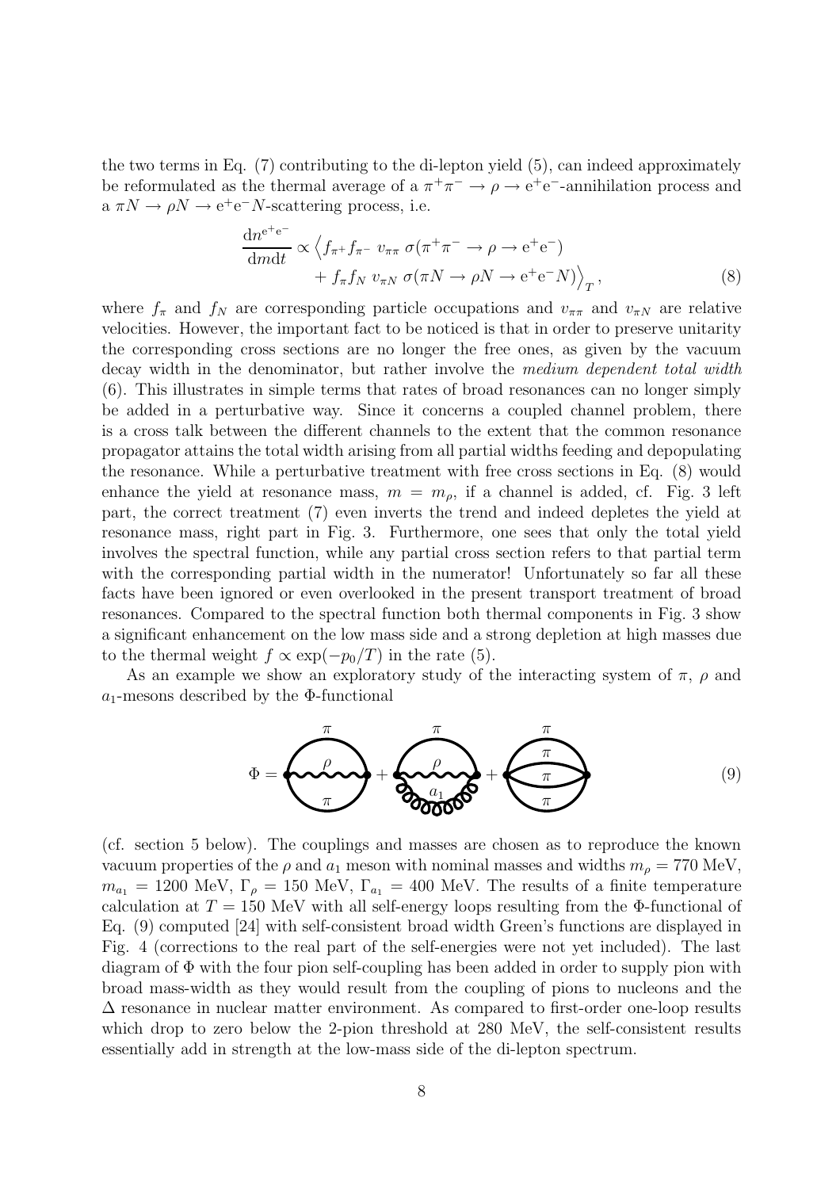the two terms in Eq. (7) contributing to the di-lepton yield (5), can indeed approximately be reformulated as the thermal average of a $\pi^+\pi^- \to \rho \to e^+e^-$-annihilation process and a $\pi N \to \rho N \to e^+e^- N$-scattering process, i.e.

$$\frac{dn^{e^+e^-}}{dm dt} \propto \Big\langle f_{\pi^+} f_{\pi^-} \, v_{\pi\pi} \, \sigma(\pi^+\pi^- \to \rho \to e^+e^-) + f_\pi f_N \, v_{\pi N} \, \sigma(\pi N \to \rho N \to e^+e^- N) \Big\rangle_T , \tag{8}$$

where $f_\pi$ and $f_N$ are corresponding particle occupations and $v_{\pi\pi}$ and $v_{\pi N}$ are relative velocities. However, the important fact to be noticed is that in order to preserve unitarity the corresponding cross sections are no longer the free ones, as given by the vacuum decay width in the denominator, but rather involve the *medium dependent total width* (6). This illustrates in simple terms that rates of broad resonances can no longer simply be added in a perturbative way. Since it concerns a coupled channel problem, there is a cross talk between the different channels to the extent that the common resonance propagator attains the total width arising from all partial widths feeding and depopulating the resonance. While a perturbative treatment with free cross sections in Eq. (8) would enhance the yield at resonance mass, $m = m_\rho$, if a channel is added, cf. Fig. 3 left part, the correct treatment (7) even inverts the trend and indeed depletes the yield at resonance mass, right part in Fig. 3. Furthermore, one sees that only the total yield involves the spectral function, while any partial cross section refers to that partial term with the corresponding partial width in the numerator! Unfortunately so far all these facts have been ignored or even overlooked in the present transport treatment of broad resonances. Compared to the spectral function both thermal components in Fig. 3 show a significant enhancement on the low mass side and a strong depletion at high masses due to the thermal weight $f \propto \exp(-p_0/T)$ in the rate (5).

As an example we show an exploratory study of the interacting system of $\pi$, $\rho$ and $a_1$-mesons described by the $\Phi$-functional

$$\Phi = [\text{diagram: } \pi\text{–}\rho\text{–}\pi \text{ loop}] + [\text{diagram: } \pi\text{–}\rho\text{–}a_1 \text{ loop}] + [\text{diagram: four-pion loop}] \tag{9}$$

(cf. section 5 below). The couplings and masses are chosen as to reproduce the known vacuum properties of the $\rho$ and $a_1$ meson with nominal masses and widths $m_\rho = 770$ MeV, $m_{a_1} = 1200$ MeV, $\Gamma_\rho = 150$ MeV, $\Gamma_{a_1} = 400$ MeV. The results of a finite temperature calculation at $T = 150$ MeV with all self-energy loops resulting from the $\Phi$-functional of Eq. (9) computed [24] with self-consistent broad width Green's functions are displayed in Fig. 4 (corrections to the real part of the self-energies were not yet included). The last diagram of $\Phi$ with the four pion self-coupling has been added in order to supply pion with broad mass-width as they would result from the coupling of pions to nucleons and the $\Delta$ resonance in nuclear matter environment. As compared to first-order one-loop results which drop to zero below the 2-pion threshold at 280 MeV, the self-consistent results essentially add in strength at the low-mass side of the di-lepton spectrum.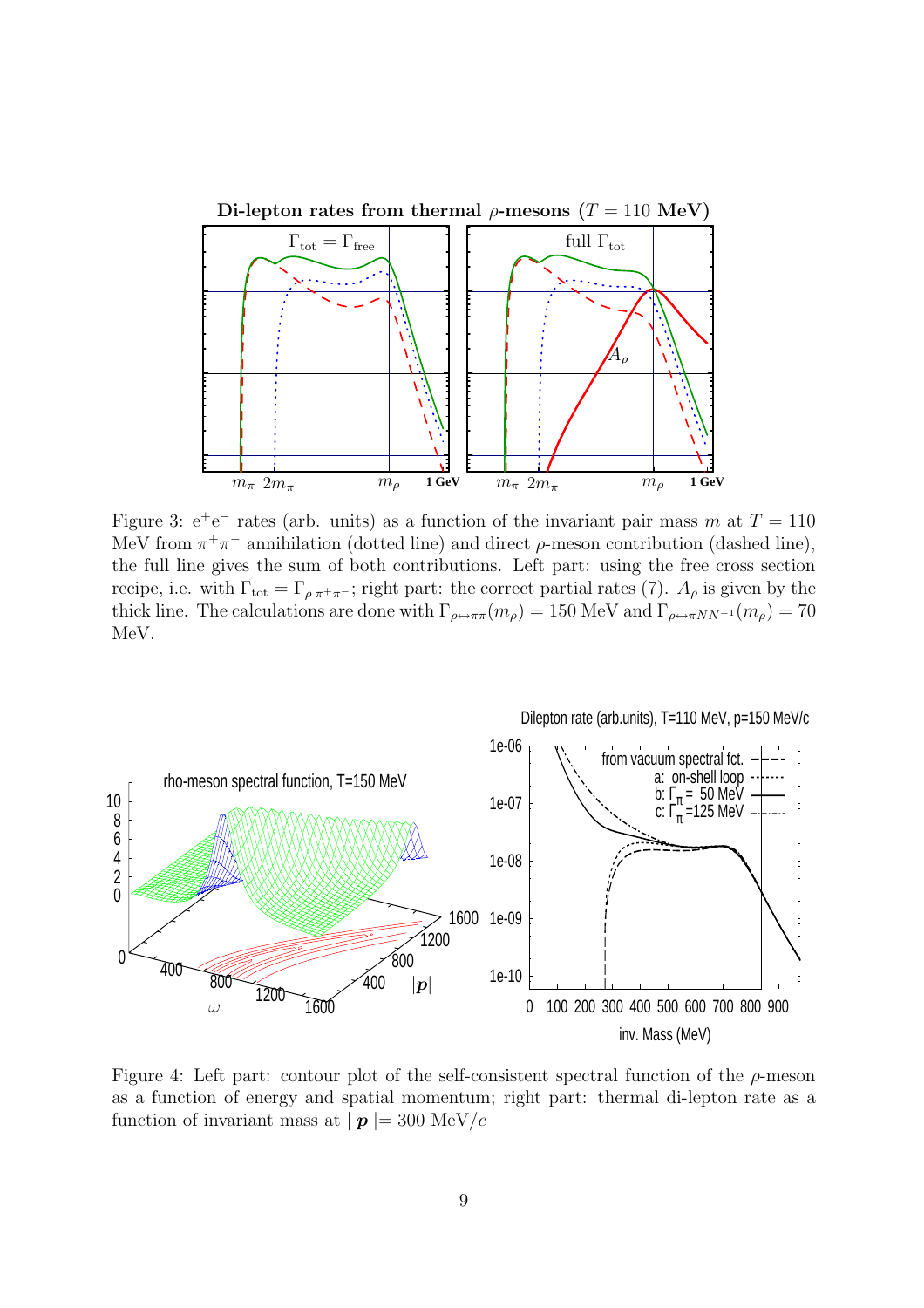Figure 3: e$^+$e$^-$ rates (arb. units) as a function of the invariant pair mass $m$ at $T = 110$ MeV from $\pi^+\pi^-$ annihilation (dotted line) and direct $\rho$-meson contribution (dashed line), the full line gives the sum of both contributions. Left part: using the free cross section recipe, i.e. with $\Gamma_{\rm tot} = \Gamma_{\rho\,\pi^+\pi^-}$; right part: the correct partial rates (7). $A_\rho$ is given by the thick line. The calculations are done with $\Gamma_{\rho\leftrightarrow\pi\pi}(m_\rho) = 150$ MeV and $\Gamma_{\rho\leftrightarrow\pi NN^{-1}}(m_\rho) = 70$ MeV.

Figure 4: Left part: contour plot of the self-consistent spectral function of the $\rho$-meson as a function of energy and spatial momentum; right part: thermal di-lepton rate as a function of invariant mass at $|\,\boldsymbol{p}\,| = 300$ MeV$/c$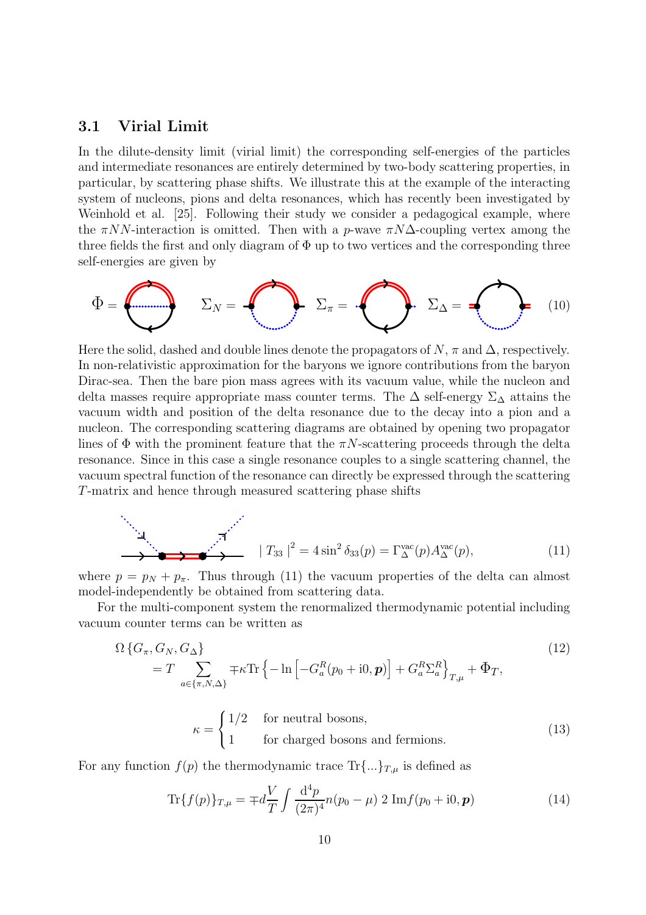### 3.1 Virial Limit

In the dilute-density limit (virial limit) the corresponding self-energies of the particles and intermediate resonances are entirely determined by two-body scattering properties, in particular, by scattering phase shifts. We illustrate this at the example of the interacting system of nucleons, pions and delta resonances, which has recently been investigated by Weinhold et al. [25]. Following their study we consider a pedagogical example, where the $\pi NN$-interaction is omitted. Then with a $p$-wave $\pi N\Delta$-coupling vertex among the three fields the first and only diagram of $\Phi$ up to two vertices and the corresponding three self-energies are given by

$$\Phi = \quad \Sigma_N = \quad \Sigma_\pi = \quad \Sigma_\Delta = \tag{10}$$

Here the solid, dashed and double lines denote the propagators of $N$, $\pi$ and $\Delta$, respectively. In non-relativistic approximation for the baryons we ignore contributions from the baryon Dirac-sea. Then the bare pion mass agrees with its vacuum value, while the nucleon and delta masses require appropriate mass counter terms. The $\Delta$ self-energy $\Sigma_\Delta$ attains the vacuum width and position of the delta resonance due to the decay into a pion and a nucleon. The corresponding scattering diagrams are obtained by opening two propagator lines of $\Phi$ with the prominent feature that the $\pi N$-scattering proceeds through the delta resonance. Since in this case a single resonance couples to a single scattering channel, the vacuum spectral function of the resonance can directly be expressed through the scattering $T$-matrix and hence through measured scattering phase shifts

$$|\, T_{33}\,|^2 = 4\sin^2\delta_{33}(p) = \Gamma_\Delta^{\mathrm{vac}}(p) A_\Delta^{\mathrm{vac}}(p), \tag{11}$$

where $p = p_N + p_\pi$. Thus through (11) the vacuum properties of the delta can almost model-independently be obtained from scattering data.

For the multi-component system the renormalized thermodynamic potential including vacuum counter terms can be written as

$$\begin{aligned} &\Omega\{G_\pi, G_N, G_\Delta\} \\ &= T \sum_{a\in\{\pi,N,\Delta\}} \mp\kappa \mathrm{Tr}\left\{-\ln\left[-G_a^R(p_0 + \mathrm{i}0, \boldsymbol{p})\right] + G_a^R\Sigma_a^R\right\}_{T,\mu} + \Phi_T, \end{aligned} \tag{12}$$

$$\kappa = \begin{cases} 1/2 & \text{for neutral bosons,} \\ 1 & \text{for charged bosons and fermions.} \end{cases} \tag{13}$$

For any function $f(p)$ the thermodynamic trace $\mathrm{Tr}\{...\}_{T,\mu}$ is defined as

$$\mathrm{Tr}\{f(p)\}_{T,\mu} = \mp d\frac{V}{T}\int \frac{\mathrm{d}^4 p}{(2\pi)^4} n(p_0 - \mu)\; 2\,\mathrm{Im} f(p_0 + \mathrm{i}0, \boldsymbol{p}) \tag{14}$$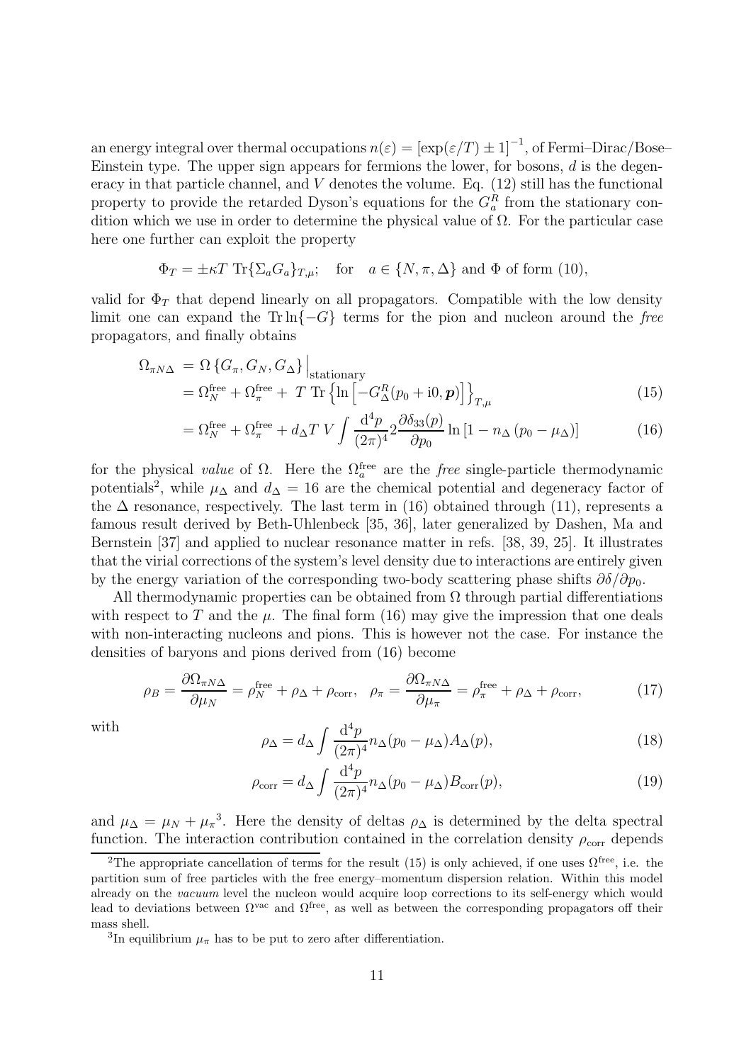an energy integral over thermal occupations $n(\varepsilon) = [\exp(\varepsilon/T) \pm 1]^{-1}$, of Fermi–Dirac/Bose–Einstein type. The upper sign appears for fermions the lower, for bosons, $d$ is the degeneracy in that particle channel, and $V$ denotes the volume. Eq. (12) still has the functional property to provide the retarded Dyson's equations for the $G_a^R$ from the stationary condition which we use in order to determine the physical value of $\Omega$. For the particular case here one further can exploit the property

$$\Phi_T = \pm\kappa T \;\mathrm{Tr}\{\Sigma_a G_a\}_{T,\mu}; \quad \text{for} \quad a \in \{N, \pi, \Delta\} \text{ and } \Phi \text{ of form (10)},$$

valid for $\Phi_T$ that depend linearly on all propagators. Compatible with the low density limit one can expand the $\mathrm{Tr}\ln\{-G\}$ terms for the pion and nucleon around the *free* propagators, and finally obtains

$$\begin{aligned}
\Omega_{\pi N\Delta} &= \Omega\left\{G_\pi, G_N, G_\Delta\right\}\Big|_{\text{stationary}} \\
&= \Omega_N^{\text{free}} + \Omega_\pi^{\text{free}} + \; T \;\mathrm{Tr}\left\{\ln\left[-G_\Delta^R(p_0 + \mathrm{i}0, \boldsymbol{p})\right]\right\}_{T,\mu} &(15)\\
&= \Omega_N^{\text{free}} + \Omega_\pi^{\text{free}} + d_\Delta T\; V \int \frac{\mathrm{d}^4 p}{(2\pi)^4} 2\frac{\partial \delta_{33}(p)}{\partial p_0} \ln\left[1 - n_\Delta\left(p_0 - \mu_\Delta\right)\right] &(16)
\end{aligned}$$

for the physical *value* of $\Omega$. Here the $\Omega_a^{\text{free}}$ are the *free* single-particle thermodynamic potentials[2], while $\mu_\Delta$ and $d_\Delta = 16$ are the chemical potential and degeneracy factor of the $\Delta$ resonance, respectively. The last term in (16) obtained through (11), represents a famous result derived by Beth-Uhlenbeck [35, 36], later generalized by Dashen, Ma and Bernstein [37] and applied to nuclear resonance matter in refs. [38, 39, 25]. It illustrates that the virial corrections of the system's level density due to interactions are entirely given by the energy variation of the corresponding two-body scattering phase shifts $\partial\delta/\partial p_0$.

All thermodynamic properties can be obtained from $\Omega$ through partial differentiations with respect to $T$ and the $\mu$. The final form (16) may give the impression that one deals with non-interacting nucleons and pions. This is however not the case. For instance the densities of baryons and pions derived from (16) become

$$\rho_B = \frac{\partial \Omega_{\pi N\Delta}}{\partial \mu_N} = \rho_N^{\text{free}} + \rho_\Delta + \rho_{\text{corr}}, \quad \rho_\pi = \frac{\partial \Omega_{\pi N\Delta}}{\partial \mu_\pi} = \rho_\pi^{\text{free}} + \rho_\Delta + \rho_{\text{corr}}, \tag{17}$$

with

$$\rho_\Delta = d_\Delta \int \frac{\mathrm{d}^4 p}{(2\pi)^4} n_\Delta(p_0 - \mu_\Delta) A_\Delta(p), \tag{18}$$

$$\rho_{\text{corr}} = d_\Delta \int \frac{\mathrm{d}^4 p}{(2\pi)^4} n_\Delta(p_0 - \mu_\Delta) B_{\text{corr}}(p), \tag{19}$$

and $\mu_\Delta = \mu_N + \mu_\pi$[3]. Here the density of deltas $\rho_\Delta$ is determined by the delta spectral function. The interaction contribution contained in the correlation density $\rho_{\text{corr}}$ depends

[2] The appropriate cancellation of terms for the result (15) is only achieved, if one uses $\Omega^{\text{free}}$, i.e. the partition sum of free particles with the free energy–momentum dispersion relation. Within this model already on the *vacuum* level the nucleon would acquire loop corrections to its self-energy which would lead to deviations between $\Omega^{\text{vac}}$ and $\Omega^{\text{free}}$, as well as between the corresponding propagators off their mass shell.

[3] In equilibrium $\mu_\pi$ has to be put to zero after differentiation.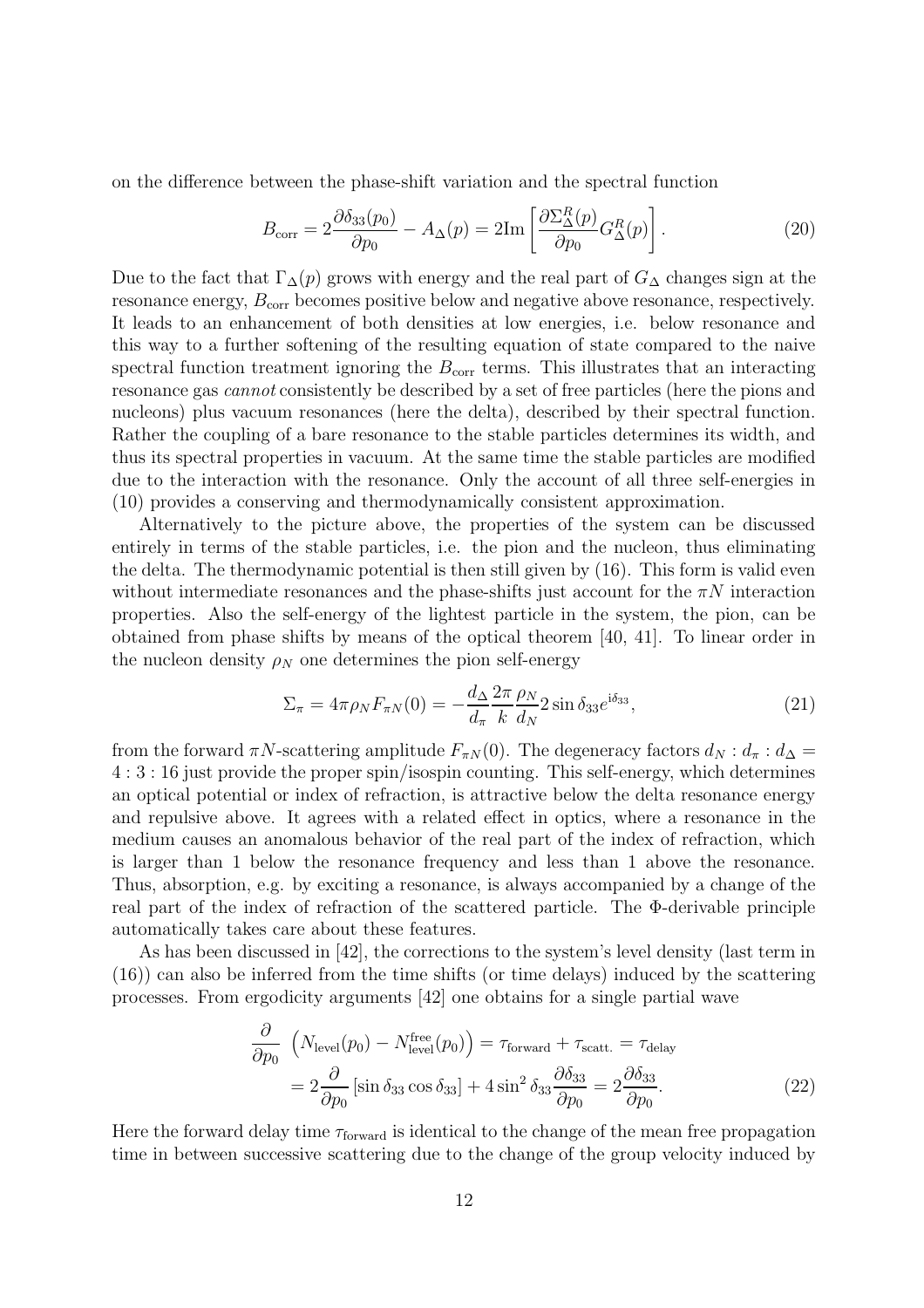on the difference between the phase-shift variation and the spectral function

$$B_{\rm corr} = 2\frac{\partial \delta_{33}(p_0)}{\partial p_0} - A_\Delta(p) = 2{\rm Im}\left[\frac{\partial \Sigma_\Delta^R(p)}{\partial p_0} G_\Delta^R(p)\right]. \tag{20}$$

Due to the fact that $\Gamma_\Delta(p)$ grows with energy and the real part of $G_\Delta$ changes sign at the resonance energy, $B_{\rm corr}$ becomes positive below and negative above resonance, respectively. It leads to an enhancement of both densities at low energies, i.e. below resonance and this way to a further softening of the resulting equation of state compared to the naive spectral function treatment ignoring the $B_{\rm corr}$ terms. This illustrates that an interacting resonance gas *cannot* consistently be described by a set of free particles (here the pions and nucleons) plus vacuum resonances (here the delta), described by their spectral function. Rather the coupling of a bare resonance to the stable particles determines its width, and thus its spectral properties in vacuum. At the same time the stable particles are modified due to the interaction with the resonance. Only the account of all three self-energies in (10) provides a conserving and thermodynamically consistent approximation.

Alternatively to the picture above, the properties of the system can be discussed entirely in terms of the stable particles, i.e. the pion and the nucleon, thus eliminating the delta. The thermodynamic potential is then still given by (16). This form is valid even without intermediate resonances and the phase-shifts just account for the $\pi N$ interaction properties. Also the self-energy of the lightest particle in the system, the pion, can be obtained from phase shifts by means of the optical theorem [40, 41]. To linear order in the nucleon density $\rho_N$ one determines the pion self-energy

$$\Sigma_\pi = 4\pi\rho_N F_{\pi N}(0) = -\frac{d_\Delta}{d_\pi}\frac{2\pi}{k}\frac{\rho_N}{d_N} 2\sin\delta_{33} e^{{\rm i}\delta_{33}}, \tag{21}$$

from the forward $\pi N$-scattering amplitude $F_{\pi N}(0)$. The degeneracy factors $d_N : d_\pi : d_\Delta = 4 : 3 : 16$ just provide the proper spin/isospin counting. This self-energy, which determines an optical potential or index of refraction, is attractive below the delta resonance energy and repulsive above. It agrees with a related effect in optics, where a resonance in the medium causes an anomalous behavior of the real part of the index of refraction, which is larger than 1 below the resonance frequency and less than 1 above the resonance. Thus, absorption, e.g. by exciting a resonance, is always accompanied by a change of the real part of the index of refraction of the scattered particle. The $\Phi$-derivable principle automatically takes care about these features.

As has been discussed in [42], the corrections to the system's level density (last term in (16)) can also be inferred from the time shifts (or time delays) induced by the scattering processes. From ergodicity arguments [42] one obtains for a single partial wave

$$\begin{aligned}\frac{\partial}{\partial p_0}\ \left(N_{\rm level}(p_0) - N_{\rm level}^{\rm free}(p_0)\right) &= \tau_{\rm forward} + \tau_{\rm scatt.} = \tau_{\rm delay}\\ &= 2\frac{\partial}{\partial p_0}\left[\sin\delta_{33}\cos\delta_{33}\right] + 4\sin^2\delta_{33}\frac{\partial \delta_{33}}{\partial p_0} = 2\frac{\partial \delta_{33}}{\partial p_0}.\end{aligned} \tag{22}$$

Here the forward delay time $\tau_{\rm forward}$ is identical to the change of the mean free propagation time in between successive scattering due to the change of the group velocity induced by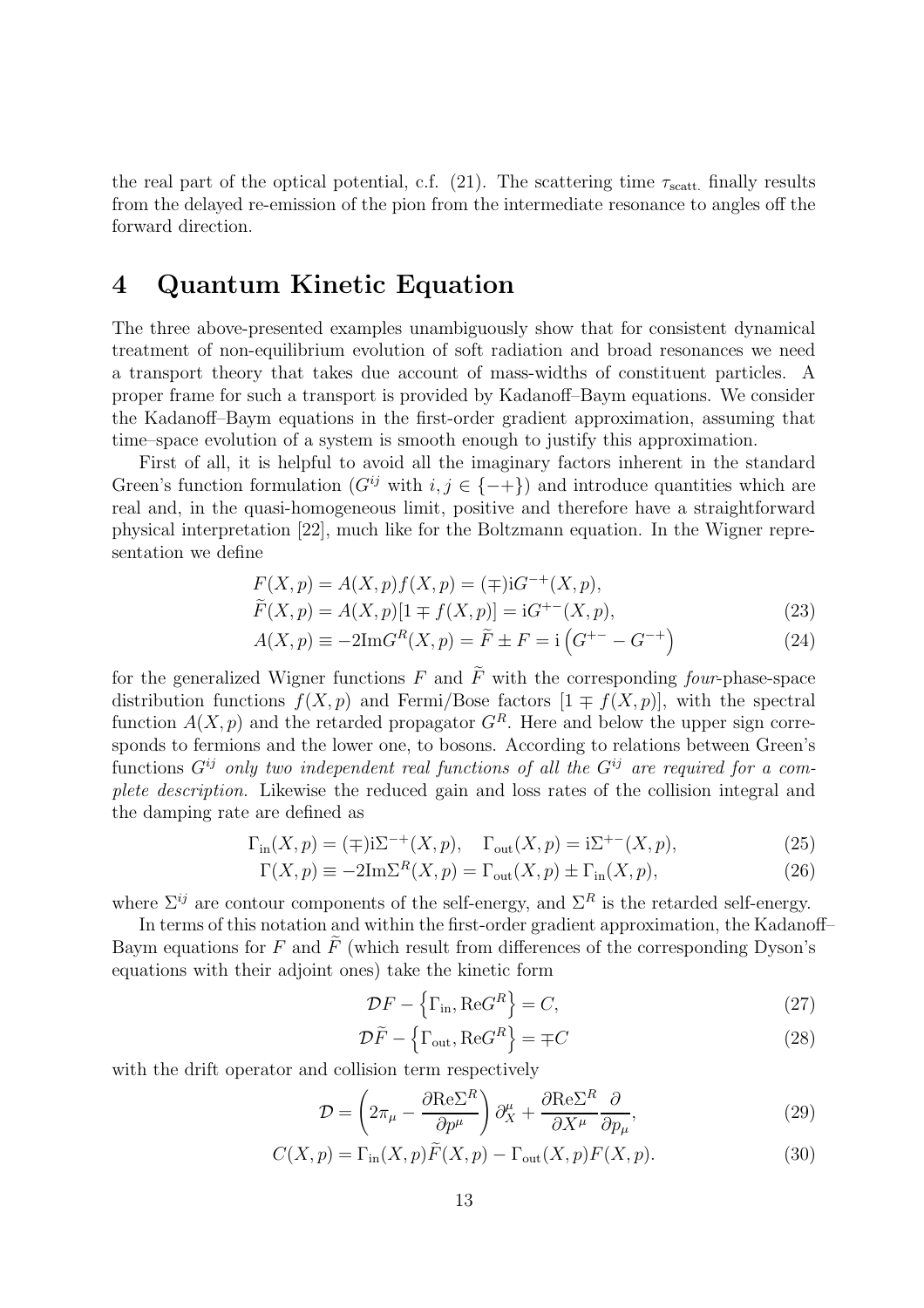the real part of the optical potential, c.f. (21). The scattering time $\tau_{\rm scatt.}$ finally results from the delayed re-emission of the pion from the intermediate resonance to angles off the forward direction.

# 4 Quantum Kinetic Equation

The three above-presented examples unambiguously show that for consistent dynamical treatment of non-equilibrium evolution of soft radiation and broad resonances we need a transport theory that takes due account of mass-widths of constituent particles. A proper frame for such a transport is provided by Kadanoff–Baym equations. We consider the Kadanoff–Baym equations in the first-order gradient approximation, assuming that time–space evolution of a system is smooth enough to justify this approximation.

First of all, it is helpful to avoid all the imaginary factors inherent in the standard Green's function formulation ($G^{ij}$ with $i,j \in \{-+\}$) and introduce quantities which are real and, in the quasi-homogeneous limit, positive and therefore have a straightforward physical interpretation [22], much like for the Boltzmann equation. In the Wigner representation we define

$$F(X,p) = A(X,p)f(X,p) = (\mp)\mathrm{i}G^{-+}(X,p),$$

$$\widetilde{F}(X,p) = A(X,p)[1 \mp f(X,p)] = \mathrm{i}G^{+-}(X,p), \tag{23}$$

$$A(X,p) \equiv -2\mathrm{Im}G^R(X,p) = \widetilde{F} \pm F = \mathrm{i}\left(G^{+-} - G^{-+}\right) \tag{24}$$

for the generalized Wigner functions $F$ and $\widetilde{F}$ with the corresponding *four*-phase-space distribution functions $f(X,p)$ and Fermi/Bose factors $[1 \mp f(X,p)]$, with the spectral function $A(X,p)$ and the retarded propagator $G^R$. Here and below the upper sign corresponds to fermions and the lower one, to bosons. According to relations between Green's functions $G^{ij}$ *only two independent real functions of all the $G^{ij}$ are required for a complete description.* Likewise the reduced gain and loss rates of the collision integral and the damping rate are defined as

$$\Gamma_{\rm in}(X,p) = (\mp)\mathrm{i}\Sigma^{-+}(X,p), \quad \Gamma_{\rm out}(X,p) = \mathrm{i}\Sigma^{+-}(X,p), \tag{25}$$

$$\Gamma(X,p) \equiv -2\mathrm{Im}\Sigma^R(X,p) = \Gamma_{\rm out}(X,p) \pm \Gamma_{\rm in}(X,p), \tag{26}$$

where $\Sigma^{ij}$ are contour components of the self-energy, and $\Sigma^R$ is the retarded self-energy.

In terms of this notation and within the first-order gradient approximation, the Kadanoff–Baym equations for $F$ and $\widetilde{F}$ (which result from differences of the corresponding Dyson's equations with their adjoint ones) take the kinetic form

$$\mathcal{D}F - \left\{\Gamma_{\rm in}, \mathrm{Re}G^R\right\} = C, \tag{27}$$

$$\mathcal{D}\widetilde{F} - \left\{\Gamma_{\rm out}, \mathrm{Re}G^R\right\} = \mp C \tag{28}$$

with the drift operator and collision term respectively

$$\mathcal{D} = \left(2\pi_\mu - \frac{\partial \mathrm{Re}\Sigma^R}{\partial p^\mu}\right)\partial_X^\mu + \frac{\partial \mathrm{Re}\Sigma^R}{\partial X^\mu}\frac{\partial}{\partial p_\mu}, \tag{29}$$

$$C(X,p) = \Gamma_{\rm in}(X,p)\widetilde{F}(X,p) - \Gamma_{\rm out}(X,p)F(X,p). \tag{30}$$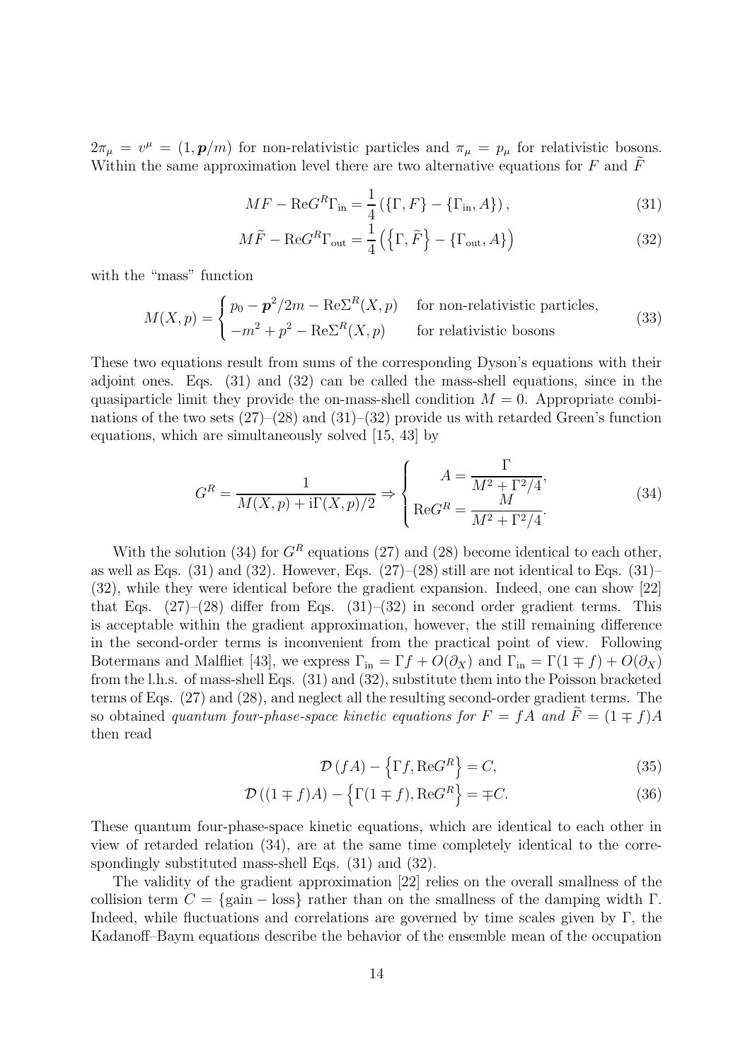$2\pi_\mu = v^\mu = (1, \boldsymbol{p}/m)$ for non-relativistic particles and $\pi_\mu = p_\mu$ for relativistic bosons. Within the same approximation level there are two alternative equations for $F$ and $\widetilde{F}$

$$MF - \mathrm{Re}G^R\Gamma_{\mathrm{in}} = \frac{1}{4}\left(\{\Gamma, F\} - \{\Gamma_{\mathrm{in}}, A\}\right), \tag{31}$$

$$M\widetilde{F} - \mathrm{Re}G^R\Gamma_{\mathrm{out}} = \frac{1}{4}\left(\left\{\Gamma, \widetilde{F}\right\} - \{\Gamma_{\mathrm{out}}, A\}\right) \tag{32}$$

with the "mass" function

$$M(X,p) = \begin{cases} p_0 - \boldsymbol{p}^2/2m - \mathrm{Re}\Sigma^R(X,p) & \text{for non-relativistic particles,} \\ -m^2 + p^2 - \mathrm{Re}\Sigma^R(X,p) & \text{for relativistic bosons} \end{cases} \tag{33}$$

These two equations result from sums of the corresponding Dyson's equations with their adjoint ones. Eqs. (31) and (32) can be called the mass-shell equations, since in the quasiparticle limit they provide the on-mass-shell condition $M = 0$. Appropriate combinations of the two sets (27)–(28) and (31)–(32) provide us with retarded Green's function equations, which are simultaneously solved [15, 43] by

$$G^R = \frac{1}{M(X,p) + \mathrm{i}\Gamma(X,p)/2} \Rightarrow \left\{ \begin{aligned} A &= \frac{\Gamma}{M^2 + \Gamma^2/4}, \\ \mathrm{Re}G^R &= \frac{M}{M^2 + \Gamma^2/4}. \end{aligned} \right. \tag{34}$$

With the solution (34) for $G^R$ equations (27) and (28) become identical to each other, as well as Eqs. (31) and (32). However, Eqs. (27)–(28) still are not identical to Eqs. (31)–(32), while they were identical before the gradient expansion. Indeed, one can show [22] that Eqs. (27)–(28) differ from Eqs. (31)–(32) in second order gradient terms. This is acceptable within the gradient approximation, however, the still remaining difference in the second-order terms is inconvenient from the practical point of view. Following Botermans and Malfliet [43], we express $\Gamma_{\mathrm{in}} = \Gamma f + O(\partial_X)$ and $\Gamma_{\mathrm{in}} = \Gamma(1 \mp f) + O(\partial_X)$ from the l.h.s. of mass-shell Eqs. (31) and (32), substitute them into the Poisson bracketed terms of Eqs. (27) and (28), and neglect all the resulting second-order gradient terms. The so obtained *quantum four-phase-space kinetic equations for $F = fA$ and $\widetilde{F} = (1 \mp f)A$* then read

$$\mathcal{D}\left(fA\right) - \left\{\Gamma f, \mathrm{Re}G^R\right\} = C, \tag{35}$$

$$\mathcal{D}\left((1 \mp f)A\right) - \left\{\Gamma(1 \mp f), \mathrm{Re}G^R\right\} = \mp C. \tag{36}$$

These quantum four-phase-space kinetic equations, which are identical to each other in view of retarded relation (34), are at the same time completely identical to the correspondingly substituted mass-shell Eqs. (31) and (32).

The validity of the gradient approximation [22] relies on the overall smallness of the collision term $C = \{\mathrm{gain} - \mathrm{loss}\}$ rather than on the smallness of the damping width $\Gamma$. Indeed, while fluctuations and correlations are governed by time scales given by $\Gamma$, the Kadanoff–Baym equations describe the behavior of the ensemble mean of the occupation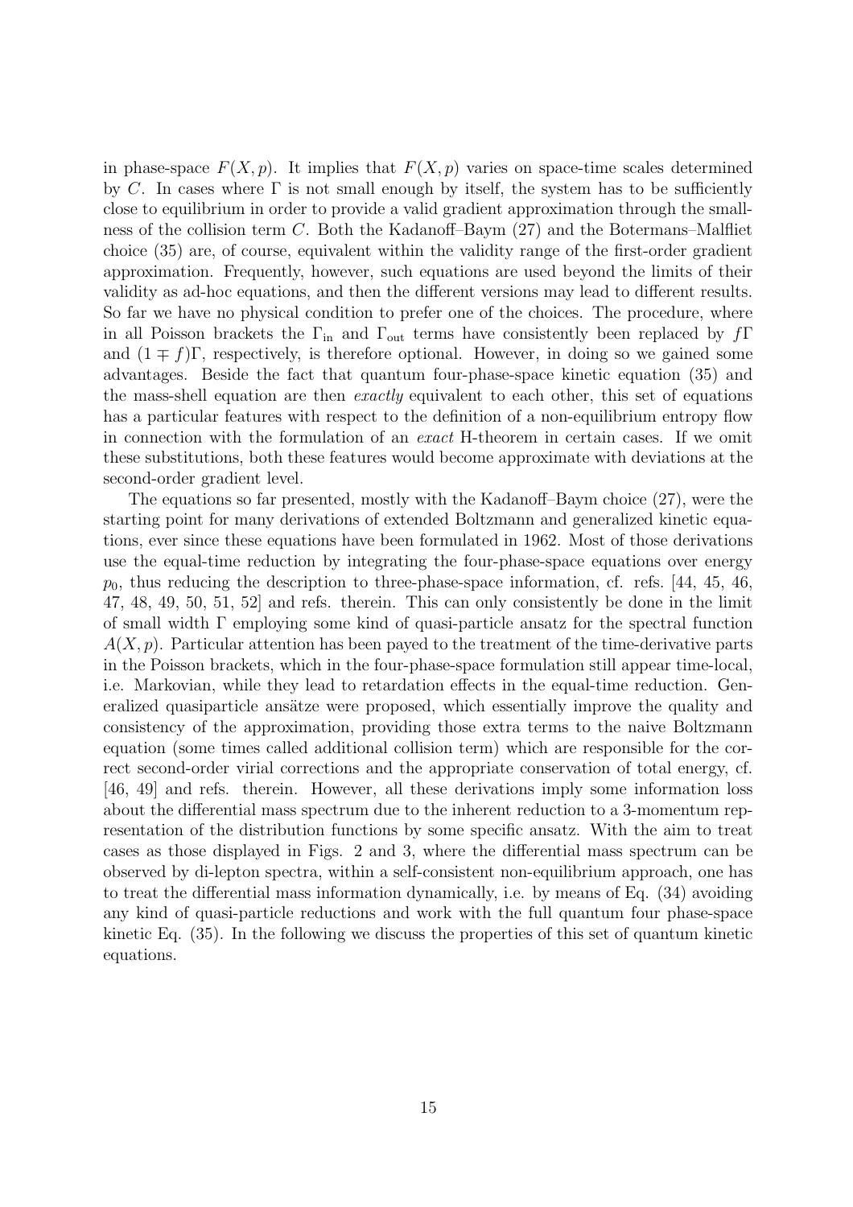in phase-space $F(X,p)$. It implies that $F(X,p)$ varies on space-time scales determined by $C$. In cases where $\Gamma$ is not small enough by itself, the system has to be sufficiently close to equilibrium in order to provide a valid gradient approximation through the smallness of the collision term $C$. Both the Kadanoff–Baym (27) and the Botermans–Malfliet choice (35) are, of course, equivalent within the validity range of the first-order gradient approximation. Frequently, however, such equations are used beyond the limits of their validity as ad-hoc equations, and then the different versions may lead to different results. So far we have no physical condition to prefer one of the choices. The procedure, where in all Poisson brackets the $\Gamma_{\rm in}$ and $\Gamma_{\rm out}$ terms have consistently been replaced by $f\Gamma$ and $(1 \mp f)\Gamma$, respectively, is therefore optional. However, in doing so we gained some advantages. Beside the fact that quantum four-phase-space kinetic equation (35) and the mass-shell equation are then *exactly* equivalent to each other, this set of equations has a particular features with respect to the definition of a non-equilibrium entropy flow in connection with the formulation of an *exact* H-theorem in certain cases. If we omit these substitutions, both these features would become approximate with deviations at the second-order gradient level.

The equations so far presented, mostly with the Kadanoff–Baym choice (27), were the starting point for many derivations of extended Boltzmann and generalized kinetic equations, ever since these equations have been formulated in 1962. Most of those derivations use the equal-time reduction by integrating the four-phase-space equations over energy $p_0$, thus reducing the description to three-phase-space information, cf. refs. [44, 45, 46, 47, 48, 49, 50, 51, 52] and refs. therein. This can only consistently be done in the limit of small width $\Gamma$ employing some kind of quasi-particle ansatz for the spectral function $A(X,p)$. Particular attention has been payed to the treatment of the time-derivative parts in the Poisson brackets, which in the four-phase-space formulation still appear time-local, i.e. Markovian, while they lead to retardation effects in the equal-time reduction. Generalized quasiparticle ansätze were proposed, which essentially improve the quality and consistency of the approximation, providing those extra terms to the naive Boltzmann equation (some times called additional collision term) which are responsible for the correct second-order virial corrections and the appropriate conservation of total energy, cf. [46, 49] and refs. therein. However, all these derivations imply some information loss about the differential mass spectrum due to the inherent reduction to a 3-momentum representation of the distribution functions by some specific ansatz. With the aim to treat cases as those displayed in Figs. 2 and 3, where the differential mass spectrum can be observed by di-lepton spectra, within a self-consistent non-equilibrium approach, one has to treat the differential mass information dynamically, i.e. by means of Eq. (34) avoiding any kind of quasi-particle reductions and work with the full quantum four phase-space kinetic Eq. (35). In the following we discuss the properties of this set of quantum kinetic equations.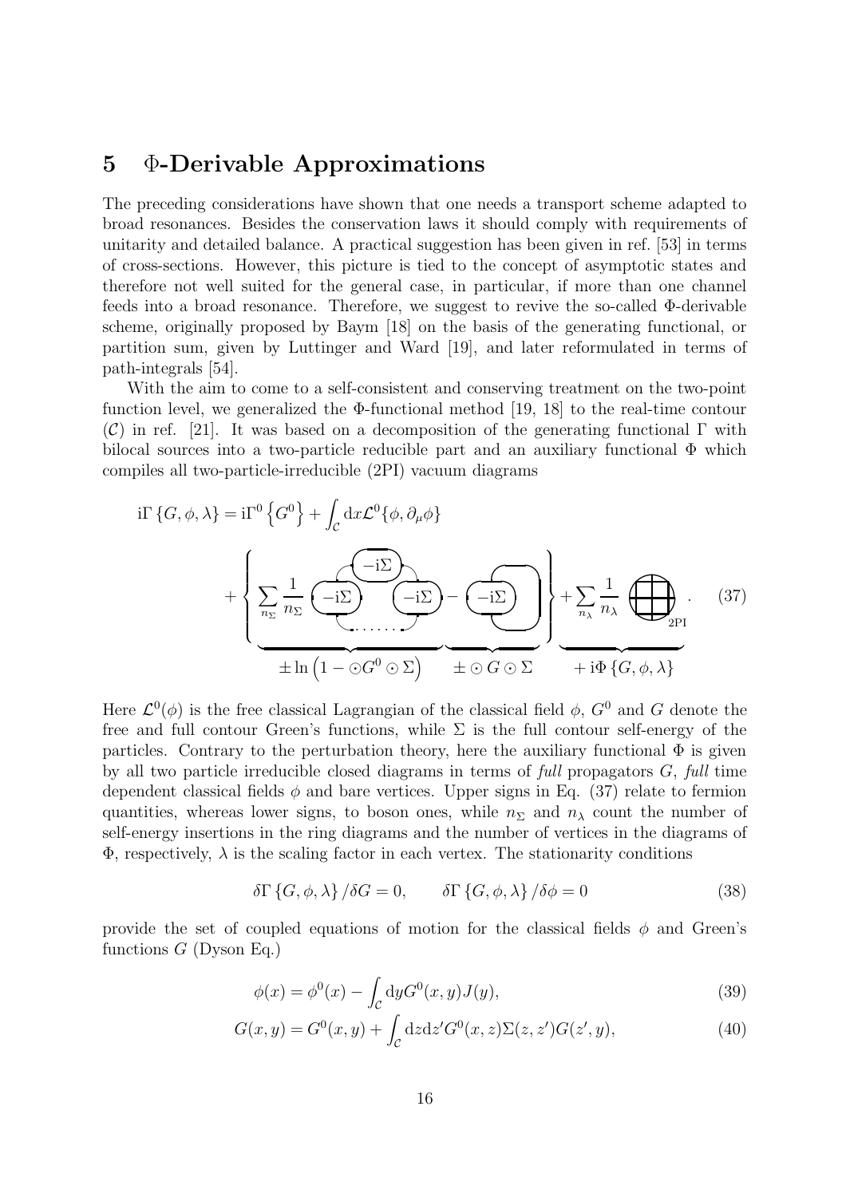## 5 Φ-Derivable Approximations

The preceding considerations have shown that one needs a transport scheme adapted to broad resonances. Besides the conservation laws it should comply with requirements of unitarity and detailed balance. A practical suggestion has been given in ref. [53] in terms of cross-sections. However, this picture is tied to the concept of asymptotic states and therefore not well suited for the general case, in particular, if more than one channel feeds into a broad resonance. Therefore, we suggest to revive the so-called Φ-derivable scheme, originally proposed by Baym [18] on the basis of the generating functional, or partition sum, given by Luttinger and Ward [19], and later reformulated in terms of path-integrals [54].

With the aim to come to a self-consistent and conserving treatment on the two-point function level, we generalized the Φ-functional method [19, 18] to the real-time contour ($\mathcal{C}$) in ref. [21]. It was based on a decomposition of the generating functional $\Gamma$ with bilocal sources into a two-particle reducible part and an auxiliary functional $\Phi$ which compiles all two-particle-irreducible (2PI) vacuum diagrams

$$
\begin{aligned}
\mathrm{i}\Gamma\left\{G,\phi,\lambda\right\} &= \mathrm{i}\Gamma^0\left\{G^0\right\} + \int_{\mathcal{C}} \mathrm{d}x \mathcal{L}^0\{\phi,\partial_\mu\phi\} \\
&+ \Bigg\{ \underbrace{\sum_{n_\Sigma} \frac{1}{n_\Sigma} \,[\text{ring diagram with } n_\Sigma \text{ insertions of } -\mathrm{i}\Sigma]}_{\pm\ln\left(1-\odot G^0\odot\Sigma\right)} \underbrace{- \,[\text{loop with } -\mathrm{i}\Sigma]}_{\pm\odot G\odot\Sigma} \Bigg\} + \underbrace{\sum_{n_\lambda}\frac{1}{n_\lambda}\,[\text{2PI diagrams}]}_{+\mathrm{i}\Phi\left\{G,\phi,\lambda\right\}} .
\end{aligned}
\tag{37}
$$

Here $\mathcal{L}^0(\phi)$ is the free classical Lagrangian of the classical field $\phi$, $G^0$ and $G$ denote the free and full contour Green's functions, while $\Sigma$ is the full contour self-energy of the particles. Contrary to the perturbation theory, here the auxiliary functional $\Phi$ is given by all two particle irreducible closed diagrams in terms of *full* propagators $G$, *full* time dependent classical fields $\phi$ and bare vertices. Upper signs in Eq. (37) relate to fermion quantities, whereas lower signs, to boson ones, while $n_\Sigma$ and $n_\lambda$ count the number of self-energy insertions in the ring diagrams and the number of vertices in the diagrams of $\Phi$, respectively, $\lambda$ is the scaling factor in each vertex. The stationarity conditions

$$
\delta\Gamma\left\{G,\phi,\lambda\right\}/\delta G = 0, \qquad \delta\Gamma\left\{G,\phi,\lambda\right\}/\delta\phi = 0 \tag{38}
$$

provide the set of coupled equations of motion for the classical fields $\phi$ and Green's functions $G$ (Dyson Eq.)

$$
\phi(x) = \phi^0(x) - \int_{\mathcal{C}} \mathrm{d}y G^0(x,y) J(y), \tag{39}
$$

$$
G(x,y) = G^0(x,y) + \int_{\mathcal{C}} \mathrm{d}z \mathrm{d}z' G^0(x,z)\Sigma(z,z')G(z',y), \tag{40}
$$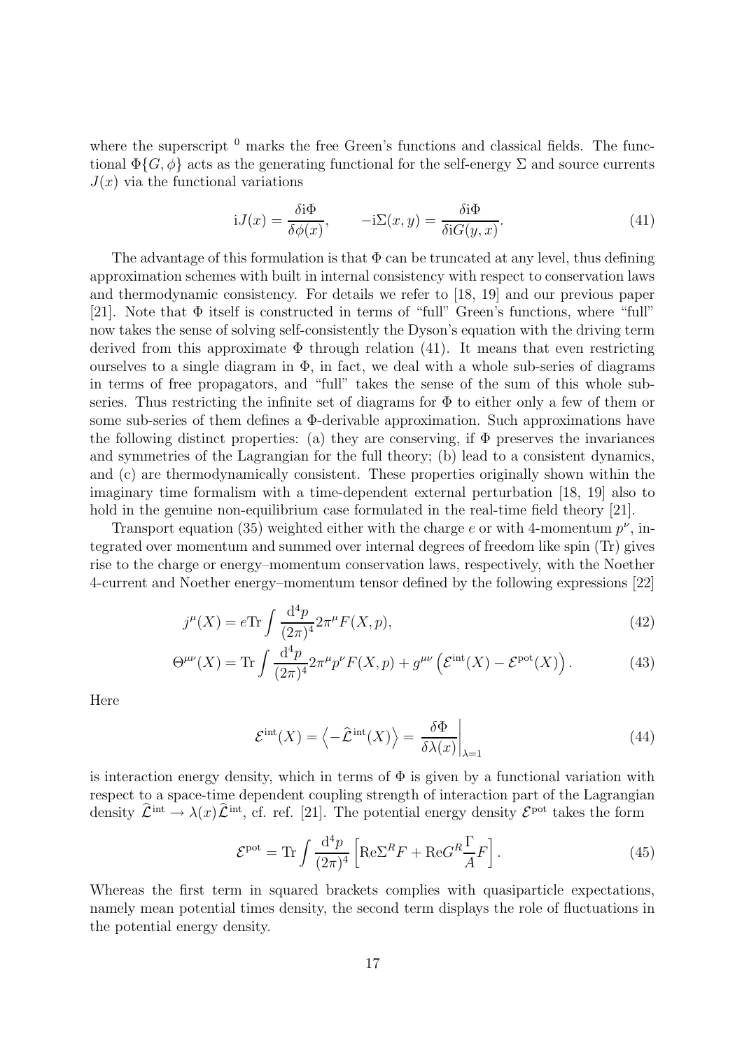where the superscript $^0$ marks the free Green's functions and classical fields. The functional $\Phi\{G, \phi\}$ acts as the generating functional for the self-energy $\Sigma$ and source currents $J(x)$ via the functional variations

$$
\mathrm{i}J(x) = \frac{\delta \mathrm{i}\Phi}{\delta \phi(x)}, \qquad -\mathrm{i}\Sigma(x,y) = \frac{\delta \mathrm{i}\Phi}{\delta \mathrm{i}G(y,x)}. \tag{41}
$$

The advantage of this formulation is that $\Phi$ can be truncated at any level, thus defining approximation schemes with built in internal consistency with respect to conservation laws and thermodynamic consistency. For details we refer to [18, 19] and our previous paper [21]. Note that $\Phi$ itself is constructed in terms of "full" Green's functions, where "full" now takes the sense of solving self-consistently the Dyson's equation with the driving term derived from this approximate $\Phi$ through relation (41). It means that even restricting ourselves to a single diagram in $\Phi$, in fact, we deal with a whole sub-series of diagrams in terms of free propagators, and "full" takes the sense of the sum of this whole sub-series. Thus restricting the infinite set of diagrams for $\Phi$ to either only a few of them or some sub-series of them defines a $\Phi$-derivable approximation. Such approximations have the following distinct properties: (a) they are conserving, if $\Phi$ preserves the invariances and symmetries of the Lagrangian for the full theory; (b) lead to a consistent dynamics, and (c) are thermodynamically consistent. These properties originally shown within the imaginary time formalism with a time-dependent external perturbation [18, 19] also to hold in the genuine non-equilibrium case formulated in the real-time field theory [21].

Transport equation (35) weighted either with the charge $e$ or with 4-momentum $p^\nu$, integrated over momentum and summed over internal degrees of freedom like spin (Tr) gives rise to the charge or energy–momentum conservation laws, respectively, with the Noether 4-current and Noether energy–momentum tensor defined by the following expressions [22]

$$
j^\mu(X) = e\mathrm{Tr}\int \frac{\mathrm{d}^4p}{(2\pi)^4} 2\pi^\mu F(X,p), \tag{42}
$$

$$
\Theta^{\mu\nu}(X) = \mathrm{Tr}\int \frac{\mathrm{d}^4p}{(2\pi)^4} 2\pi^\mu p^\nu F(X,p) + g^{\mu\nu}\left(\mathcal{E}^{\mathrm{int}}(X) - \mathcal{E}^{\mathrm{pot}}(X)\right). \tag{43}
$$

Here

$$
\mathcal{E}^{\mathrm{int}}(X) = \left\langle -\widehat{\mathcal{L}}^{\mathrm{int}}(X)\right\rangle = \left.\frac{\delta\Phi}{\delta\lambda(x)}\right|_{\lambda=1} \tag{44}
$$

is interaction energy density, which in terms of $\Phi$ is given by a functional variation with respect to a space-time dependent coupling strength of interaction part of the Lagrangian density $\widehat{\mathcal{L}}^{\mathrm{int}} \to \lambda(x)\widehat{\mathcal{L}}^{\mathrm{int}}$, cf. ref. [21]. The potential energy density $\mathcal{E}^{\mathrm{pot}}$ takes the form

$$
\mathcal{E}^{\mathrm{pot}} = \mathrm{Tr}\int \frac{\mathrm{d}^4p}{(2\pi)^4}\left[\mathrm{Re}\Sigma^R F + \mathrm{Re}G^R \frac{\Gamma}{A} F\right]. \tag{45}
$$

Whereas the first term in squared brackets complies with quasiparticle expectations, namely mean potential times density, the second term displays the role of fluctuations in the potential energy density.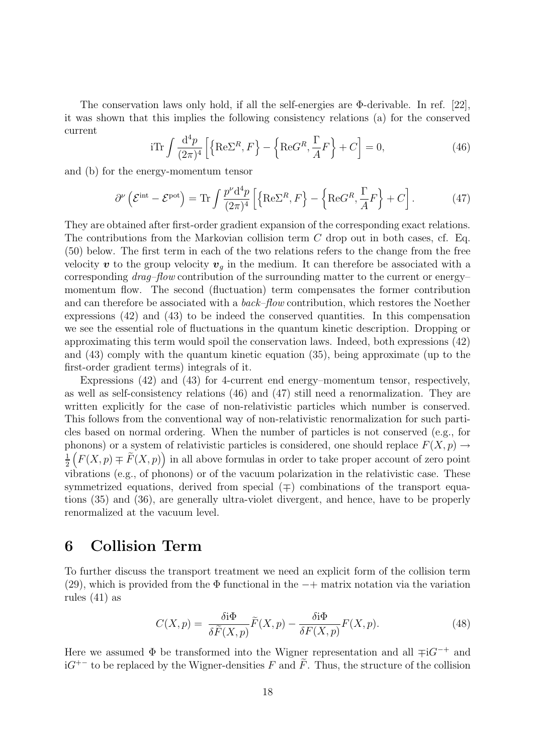The conservation laws only hold, if all the self-energies are Φ-derivable. In ref. [22], it was shown that this implies the following consistency relations (a) for the conserved current

$$\mathrm{iTr}\int \frac{\mathrm{d}^4 p}{(2\pi)^4}\left[\left\{\mathrm{Re}\Sigma^R, F\right\} - \left\{\mathrm{Re}G^R, \frac{\Gamma}{A}F\right\} + C\right] = 0, \tag{46}$$

and (b) for the energy-momentum tensor

$$\partial^\nu\left(\mathcal{E}^{\mathrm{int}} - \mathcal{E}^{\mathrm{pot}}\right) = \mathrm{Tr}\int \frac{p^\nu \mathrm{d}^4 p}{(2\pi)^4}\left[\left\{\mathrm{Re}\Sigma^R, F\right\} - \left\{\mathrm{Re}G^R, \frac{\Gamma}{A}F\right\} + C\right]. \tag{47}$$

They are obtained after first-order gradient expansion of the corresponding exact relations. The contributions from the Markovian collision term $C$ drop out in both cases, cf. Eq. (50) below. The first term in each of the two relations refers to the change from the free velocity $\boldsymbol{v}$ to the group velocity $\boldsymbol{v}_g$ in the medium. It can therefore be associated with a corresponding *drag–flow* contribution of the surrounding matter to the current or energy–momentum flow. The second (fluctuation) term compensates the former contribution and can therefore be associated with a *back–flow* contribution, which restores the Noether expressions (42) and (43) to be indeed the conserved quantities. In this compensation we see the essential role of fluctuations in the quantum kinetic description. Dropping or approximating this term would spoil the conservation laws. Indeed, both expressions (42) and (43) comply with the quantum kinetic equation (35), being approximate (up to the first-order gradient terms) integrals of it.

Expressions (42) and (43) for 4-current end energy–momentum tensor, respectively, as well as self-consistency relations (46) and (47) still need a renormalization. They are written explicitly for the case of non-relativistic particles which number is conserved. This follows from the conventional way of non-relativistic renormalization for such particles based on normal ordering. When the number of particles is not conserved (e.g., for phonons) or a system of relativistic particles is considered, one should replace $F(X,p) \to \frac{1}{2}\left(F(X,p) \mp \widetilde{F}(X,p)\right)$ in all above formulas in order to take proper account of zero point vibrations (e.g., of phonons) or of the vacuum polarization in the relativistic case. These symmetrized equations, derived from special ($\mp$) combinations of the transport equations (35) and (36), are generally ultra-violet divergent, and hence, have to be properly renormalized at the vacuum level.

# 6 Collision Term

To further discuss the transport treatment we need an explicit form of the collision term (29), which is provided from the Φ functional in the $-+$ matrix notation via the variation rules (41) as

$$C(X,p) = \frac{\delta \mathrm{i}\Phi}{\delta \widetilde{F}(X,p)}\widetilde{F}(X,p) - \frac{\delta \mathrm{i}\Phi}{\delta F(X,p)}F(X,p). \tag{48}$$

Here we assumed Φ be transformed into the Wigner representation and all $\mp \mathrm{i}G^{-+}$ and $\mathrm{i}G^{+-}$ to be replaced by the Wigner-densities $F$ and $\widetilde{F}$. Thus, the structure of the collision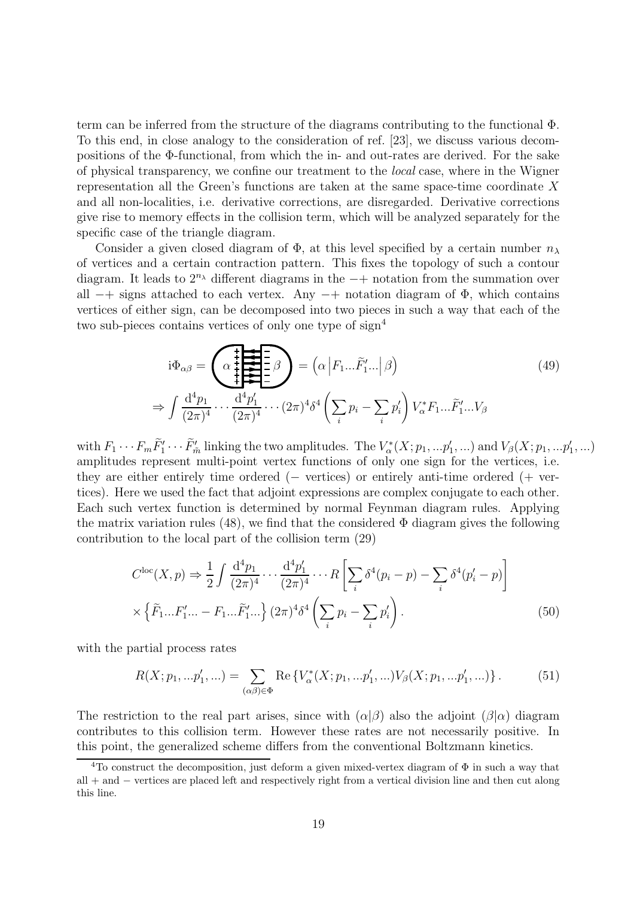term can be inferred from the structure of the diagrams contributing to the functional $\Phi$. To this end, in close analogy to the consideration of ref. [23], we discuss various decompositions of the $\Phi$-functional, from which the in- and out-rates are derived. For the sake of physical transparency, we confine our treatment to the *local* case, where in the Wigner representation all the Green's functions are taken at the same space-time coordinate $X$ and all non-localities, i.e. derivative corrections, are disregarded. Derivative corrections give rise to memory effects in the collision term, which will be analyzed separately for the specific case of the triangle diagram.

Consider a given closed diagram of $\Phi$, at this level specified by a certain number $n_\lambda$ of vertices and a certain contraction pattern. This fixes the topology of such a contour diagram. It leads to $2^{n_\lambda}$ different diagrams in the $-+$ notation from the summation over all $-+$ signs attached to each vertex. Any $-+$ notation diagram of $\Phi$, which contains vertices of either sign, can be decomposed into two pieces in such a way that each of the two sub-pieces contains vertices of only one type of sign[4]

$$
\mathrm{i}\Phi_{\alpha\beta} = \left( \alpha \,\Big|\, \beta \right) = \left(\alpha \left| F_1 ... \widetilde{F}'_1 ... \right| \beta\right) \tag{49}
$$

$$
\Rightarrow \int \frac{\mathrm{d}^4 p_1}{(2\pi)^4} \cdots \frac{\mathrm{d}^4 p'_1}{(2\pi)^4} \cdots (2\pi)^4 \delta^4\left(\sum_i p_i - \sum_i p'_i\right) V^*_\alpha F_1 ... \widetilde{F}'_1 ... V_\beta
$$

with $F_1 \cdots F_m \widetilde{F}'_1 \cdots \widetilde{F}'_{\tilde{m}}$ linking the two amplitudes. The $V^*_\alpha(X; p_1, ...p'_1, ...)$ and $V_\beta(X; p_1, ...p'_1, ...)$ amplitudes represent multi-point vertex functions of only one sign for the vertices, i.e. they are either entirely time ordered ($-$ vertices) or entirely anti-time ordered ($+$ vertices). Here we used the fact that adjoint expressions are complex conjugate to each other. Each such vertex function is determined by normal Feynman diagram rules. Applying the matrix variation rules (48), we find that the considered $\Phi$ diagram gives the following contribution to the local part of the collision term (29)

$$
\begin{aligned}
C^{\mathrm{loc}}(X,p) \Rightarrow & \frac{1}{2} \int \frac{\mathrm{d}^4 p_1}{(2\pi)^4} \cdots \frac{\mathrm{d}^4 p'_1}{(2\pi)^4} \cdots R \left[ \sum_i \delta^4(p_i - p) - \sum_i \delta^4(p'_i - p) \right] \\
& \times \left\{ \widetilde{F}_1 ... F'_1 ... - F_1 ... \widetilde{F}'_1 ... \right\} (2\pi)^4 \delta^4\left( \sum_i p_i - \sum_i p'_i \right).
\end{aligned} \tag{50}
$$

with the partial process rates

$$
R(X; p_1, ...p'_1, ...) = \sum_{(\alpha\beta) \in \Phi} \mathrm{Re} \left\{ V^*_\alpha(X; p_1, ...p'_1, ...) V_\beta(X; p_1, ...p'_1, ...) \right\}. \tag{51}
$$

The restriction to the real part arises, since with $(\alpha|\beta)$ also the adjoint $(\beta|\alpha)$ diagram contributes to this collision term. However these rates are not necessarily positive. In this point, the generalized scheme differs from the conventional Boltzmann kinetics.

---

[4] To construct the decomposition, just deform a given mixed-vertex diagram of $\Phi$ in such a way that all $+$ and $-$ vertices are placed left and respectively right from a vertical division line and then cut along this line.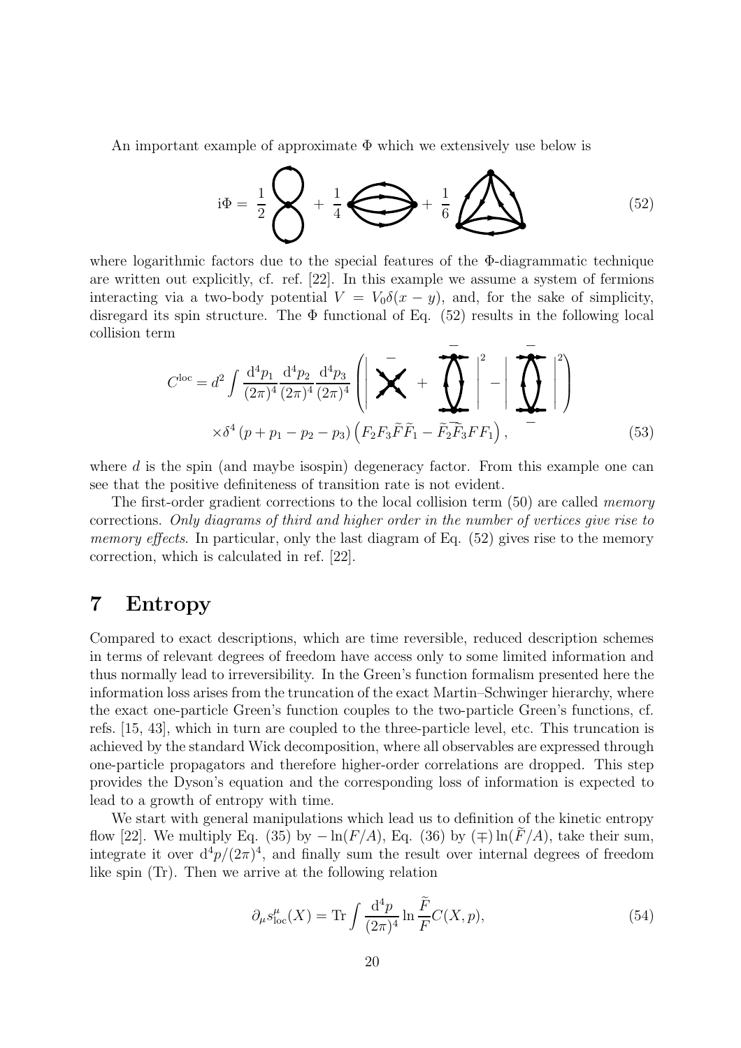An important example of approximate $\Phi$ which we extensively use below is

$$
\mathrm{i}\Phi = \frac{1}{2}\,[\text{diagram}] + \frac{1}{4}\,[\text{diagram}] + \frac{1}{6}\,[\text{diagram}] \tag{52}
$$

where logarithmic factors due to the special features of the $\Phi$-diagrammatic technique are written out explicitly, cf. ref. [22]. In this example we assume a system of fermions interacting via a two-body potential $V = V_0\delta(x-y)$, and, for the sake of simplicity, disregard its spin structure. The $\Phi$ functional of Eq. (52) results in the following local collision term

$$
C^{\mathrm{loc}} = d^2 \int \frac{\mathrm{d}^4 p_1}{(2\pi)^4}\frac{\mathrm{d}^4 p_2}{(2\pi)^4}\frac{\mathrm{d}^4 p_3}{(2\pi)^4} \left( \left| [\text{diagram}] + [\text{diagram}] \right|^2 - \left| [\text{diagram}] \right|^2 \right)
$$

$$
\times \delta^4\left(p + p_1 - p_2 - p_3\right)\left(F_2 F_3 \widetilde{F}\widetilde{F}_1 - \widetilde{F}_2\widetilde{F}_3 F F_1\right), \tag{53}
$$

where $d$ is the spin (and maybe isospin) degeneracy factor. From this example one can see that the positive definiteness of transition rate is not evident.

The first-order gradient corrections to the local collision term (50) are called *memory* corrections. *Only diagrams of third and higher order in the number of vertices give rise to memory effects*. In particular, only the last diagram of Eq. (52) gives rise to the memory correction, which is calculated in ref. [22].

# 7 Entropy

Compared to exact descriptions, which are time reversible, reduced description schemes in terms of relevant degrees of freedom have access only to some limited information and thus normally lead to irreversibility. In the Green's function formalism presented here the information loss arises from the truncation of the exact Martin–Schwinger hierarchy, where the exact one-particle Green's function couples to the two-particle Green's functions, cf. refs. [15, 43], which in turn are coupled to the three-particle level, etc. This truncation is achieved by the standard Wick decomposition, where all observables are expressed through one-particle propagators and therefore higher-order correlations are dropped. This step provides the Dyson's equation and the corresponding loss of information is expected to lead to a growth of entropy with time.

We start with general manipulations which lead us to definition of the kinetic entropy flow [22]. We multiply Eq. (35) by $-\ln(F/A)$, Eq. (36) by $(\mp)\ln(\widetilde{F}/A)$, take their sum, integrate it over $\mathrm{d}^4p/(2\pi)^4$, and finally sum the result over internal degrees of freedom like spin (Tr). Then we arrive at the following relation

$$
\partial_\mu s^\mu_{\mathrm{loc}}(X) = \mathrm{Tr}\int \frac{\mathrm{d}^4 p}{(2\pi)^4} \ln\frac{\widetilde{F}}{F} C(X,p), \tag{54}
$$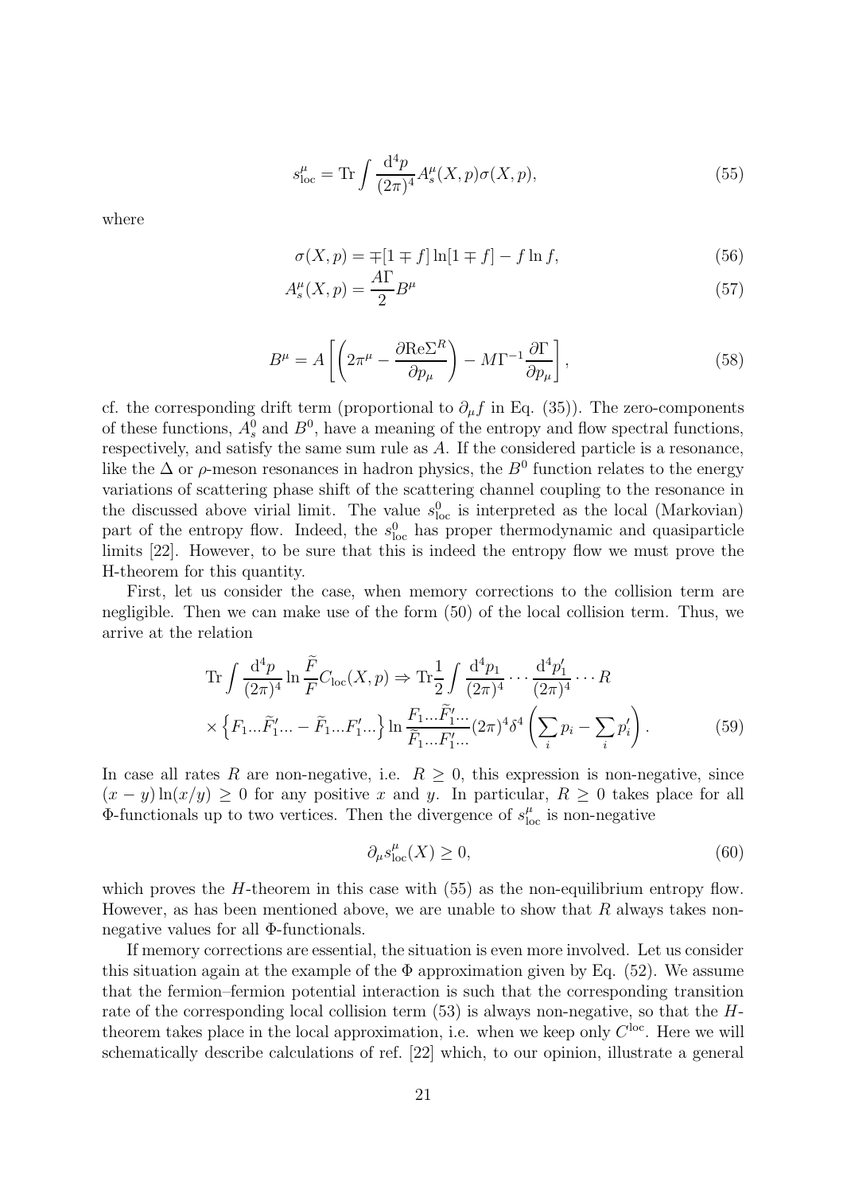$$s^\mu_{\rm loc} = {\rm Tr} \int \frac{{\rm d}^4 p}{(2\pi)^4} A^\mu_s(X,p)\sigma(X,p), \tag{55}$$

where

$$\sigma(X,p) = \mp[1 \mp f]\ln[1 \mp f] - f \ln f, \tag{56}$$

$$A^\mu_s(X,p) = \frac{A\Gamma}{2} B^\mu \tag{57}$$

$$B^\mu = A\left[\left(2\pi^\mu - \frac{\partial {\rm Re}\Sigma^R}{\partial p_\mu}\right) - M\Gamma^{-1}\frac{\partial \Gamma}{\partial p_\mu}\right], \tag{58}$$

cf. the corresponding drift term (proportional to $\partial_\mu f$ in Eq. (35)). The zero-components of these functions, $A^0_s$ and $B^0$, have a meaning of the entropy and flow spectral functions, respectively, and satisfy the same sum rule as $A$. If the considered particle is a resonance, like the $\Delta$ or $\rho$-meson resonances in hadron physics, the $B^0$ function relates to the energy variations of scattering phase shift of the scattering channel coupling to the resonance in the discussed above virial limit. The value $s^0_{\rm loc}$ is interpreted as the local (Markovian) part of the entropy flow. Indeed, the $s^0_{\rm loc}$ has proper thermodynamic and quasiparticle limits [22]. However, to be sure that this is indeed the entropy flow we must prove the H-theorem for this quantity.

First, let us consider the case, when memory corrections to the collision term are negligible. Then we can make use of the form (50) of the local collision term. Thus, we arrive at the relation

$$\begin{aligned} &{\rm Tr}\int \frac{{\rm d}^4 p}{(2\pi)^4} \ln\frac{\widetilde{F}}{F} C_{\rm loc}(X,p) \Rightarrow {\rm Tr}\frac{1}{2}\int \frac{{\rm d}^4 p_1}{(2\pi)^4}\cdots\frac{{\rm d}^4 p'_1}{(2\pi)^4}\cdots R \\ &\times\left\{F_1 ... \widetilde{F}'_1 ... - \widetilde{F}_1 ... F'_1 ...\right\} \ln\frac{F_1 ... \widetilde{F}'_1 ...}{\widetilde{F}_1 ... F'_1 ...}(2\pi)^4\delta^4\left(\sum_i p_i - \sum_i p'_i\right). \end{aligned} \tag{59}$$

In case all rates $R$ are non-negative, i.e. $R \geq 0$, this expression is non-negative, since $(x-y)\ln(x/y) \geq 0$ for any positive $x$ and $y$. In particular, $R \geq 0$ takes place for all $\Phi$-functionals up to two vertices. Then the divergence of $s^\mu_{\rm loc}$ is non-negative

$$\partial_\mu s^\mu_{\rm loc}(X) \geq 0, \tag{60}$$

which proves the $H$-theorem in this case with (55) as the non-equilibrium entropy flow. However, as has been mentioned above, we are unable to show that $R$ always takes non-negative values for all $\Phi$-functionals.

If memory corrections are essential, the situation is even more involved. Let us consider this situation again at the example of the $\Phi$ approximation given by Eq. (52). We assume that the fermion–fermion potential interaction is such that the corresponding transition rate of the corresponding local collision term (53) is always non-negative, so that the $H$-theorem takes place in the local approximation, i.e. when we keep only $C^{\rm loc}$. Here we will schematically describe calculations of ref. [22] which, to our opinion, illustrate a general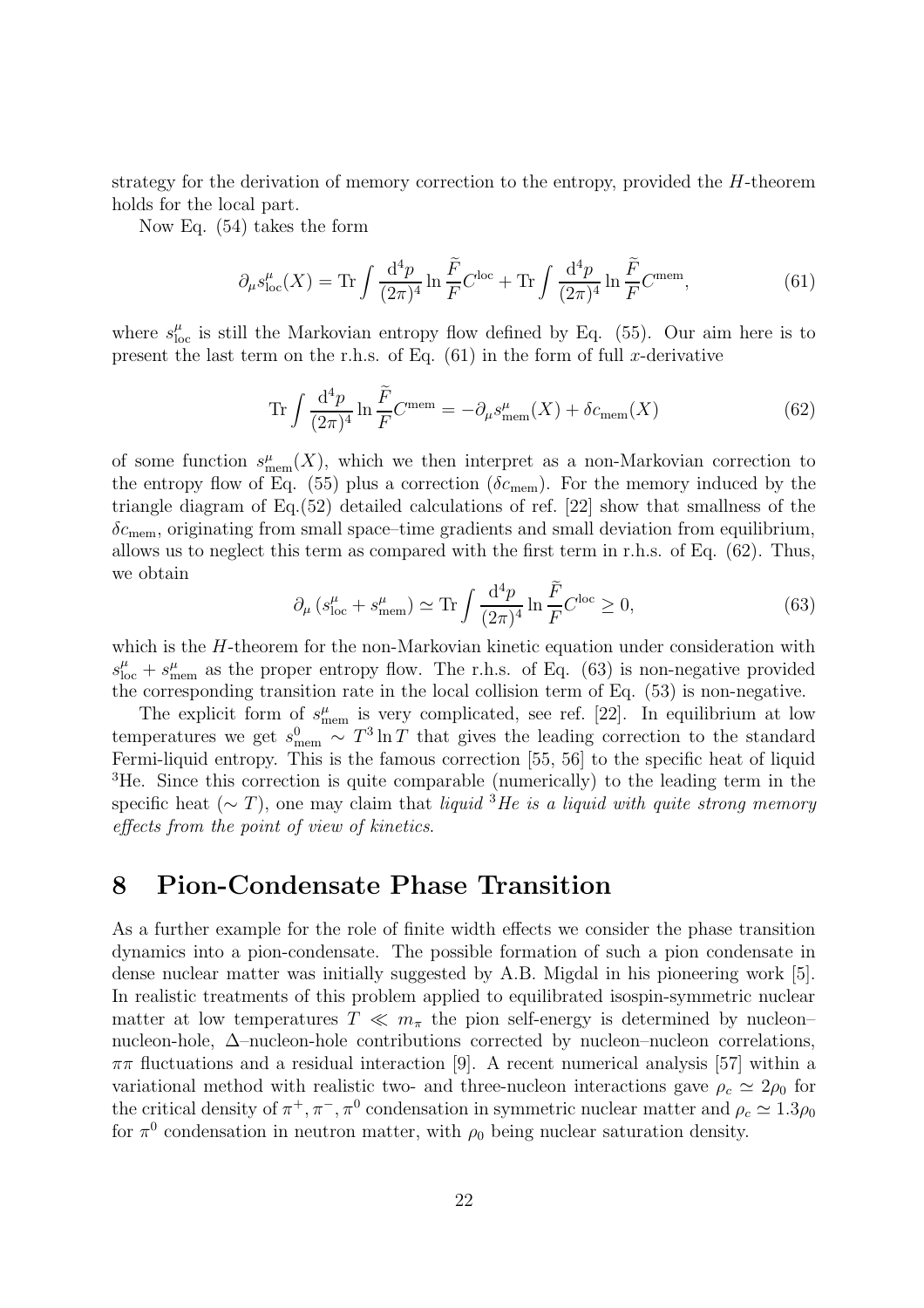strategy for the derivation of memory correction to the entropy, provided the $H$-theorem holds for the local part.

Now Eq. (54) takes the form

$$\partial_\mu s^\mu_{\rm loc}(X) = {\rm Tr} \int \frac{{\rm d}^4 p}{(2\pi)^4} \ln \frac{\widetilde{F}}{F} C^{\rm loc} + {\rm Tr} \int \frac{{\rm d}^4 p}{(2\pi)^4} \ln \frac{\widetilde{F}}{F} C^{\rm mem}, \tag{61}$$

where $s^\mu_{\rm loc}$ is still the Markovian entropy flow defined by Eq. (55). Our aim here is to present the last term on the r.h.s. of Eq. (61) in the form of full $x$-derivative

$$ {\rm Tr} \int \frac{{\rm d}^4 p}{(2\pi)^4} \ln \frac{\widetilde{F}}{F} C^{\rm mem} = -\partial_\mu s^\mu_{\rm mem}(X) + \delta c_{\rm mem}(X) \tag{62}$$

of some function $s^\mu_{\rm mem}(X)$, which we then interpret as a non-Markovian correction to the entropy flow of Eq. (55) plus a correction ($\delta c_{\rm mem}$). For the memory induced by the triangle diagram of Eq.(52) detailed calculations of ref. [22] show that smallness of the $\delta c_{\rm mem}$, originating from small space–time gradients and small deviation from equilibrium, allows us to neglect this term as compared with the first term in r.h.s. of Eq. (62). Thus, we obtain

$$\partial_\mu \left( s^\mu_{\rm loc} + s^\mu_{\rm mem} \right) \simeq {\rm Tr} \int \frac{{\rm d}^4 p}{(2\pi)^4} \ln \frac{\widetilde{F}}{F} C^{\rm loc} \geq 0, \tag{63}$$

which is the $H$-theorem for the non-Markovian kinetic equation under consideration with $s^\mu_{\rm loc} + s^\mu_{\rm mem}$ as the proper entropy flow. The r.h.s. of Eq. (63) is non-negative provided the corresponding transition rate in the local collision term of Eq. (53) is non-negative.

The explicit form of $s^\mu_{\rm mem}$ is very complicated, see ref. [22]. In equilibrium at low temperatures we get $s^0_{\rm mem} \sim T^3 \ln T$ that gives the leading correction to the standard Fermi-liquid entropy. This is the famous correction [55, 56] to the specific heat of liquid $^3$He. Since this correction is quite comparable (numerically) to the leading term in the specific heat ($\sim T$), one may claim that *liquid $^3$He is a liquid with quite strong memory effects from the point of view of kinetics*.

# 8 Pion-Condensate Phase Transition

As a further example for the role of finite width effects we consider the phase transition dynamics into a pion-condensate. The possible formation of such a pion condensate in dense nuclear matter was initially suggested by A.B. Migdal in his pioneering work [5]. In realistic treatments of this problem applied to equilibrated isospin-symmetric nuclear matter at low temperatures $T \ll m_\pi$ the pion self-energy is determined by nucleon–nucleon-hole, $\Delta$–nucleon-hole contributions corrected by nucleon–nucleon correlations, $\pi\pi$ fluctuations and a residual interaction [9]. A recent numerical analysis [57] within a variational method with realistic two- and three-nucleon interactions gave $\rho_c \simeq 2\rho_0$ for the critical density of $\pi^+, \pi^-, \pi^0$ condensation in symmetric nuclear matter and $\rho_c \simeq 1.3\rho_0$ for $\pi^0$ condensation in neutron matter, with $\rho_0$ being nuclear saturation density.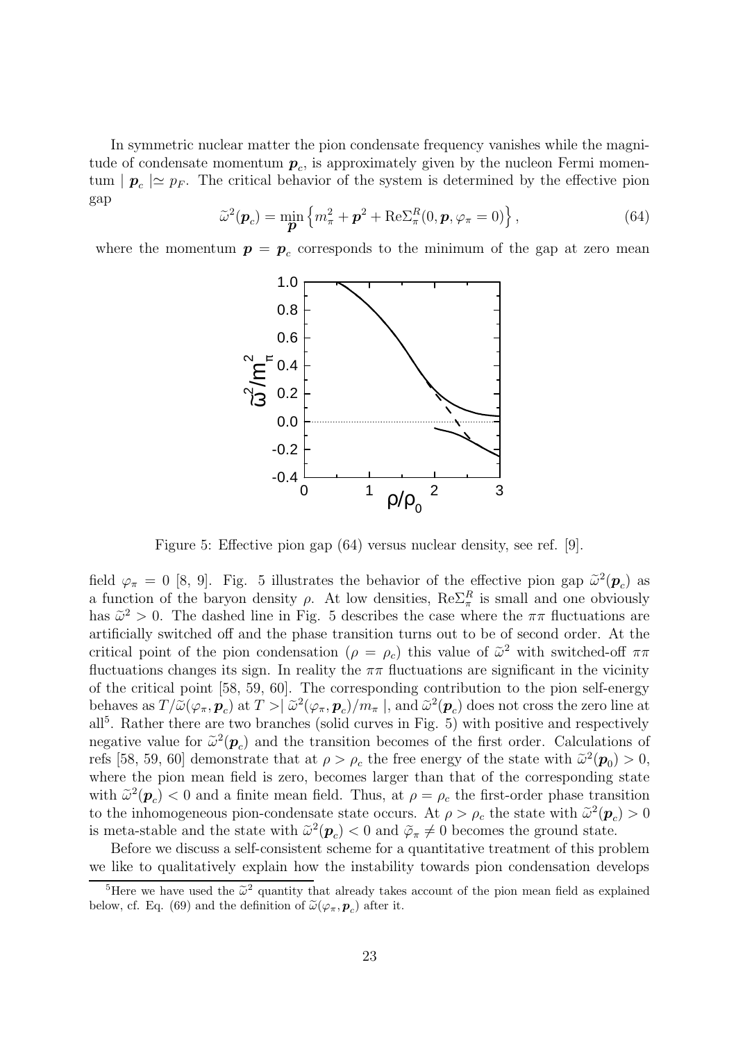In symmetric nuclear matter the pion condensate frequency vanishes while the magnitude of condensate momentum $\boldsymbol{p}_c$, is approximately given by the nucleon Fermi momentum $|\ \boldsymbol{p}_c\ | \simeq p_F$. The critical behavior of the system is determined by the effective pion gap

$$\widetilde{\omega}^2(\boldsymbol{p}_c) = \min_{\boldsymbol{p}} \left\{ m_\pi^2 + \boldsymbol{p}^2 + \mathrm{Re}\Sigma_\pi^R(0, \boldsymbol{p}, \varphi_\pi = 0) \right\}, \tag{64}$$

where the momentum $\boldsymbol{p} = \boldsymbol{p}_c$ corresponds to the minimum of the gap at zero mean

Figure 5: Effective pion gap (64) versus nuclear density, see ref. [9].

field $\varphi_\pi = 0$ [8, 9]. Fig. 5 illustrates the behavior of the effective pion gap $\widetilde{\omega}^2(\boldsymbol{p}_c)$ as a function of the baryon density $\rho$. At low densities, $\mathrm{Re}\Sigma_\pi^R$ is small and one obviously has $\widetilde{\omega}^2 > 0$. The dashed line in Fig. 5 describes the case where the $\pi\pi$ fluctuations are artificially switched off and the phase transition turns out to be of second order. At the critical point of the pion condensation ($\rho = \rho_c$) this value of $\widetilde{\omega}^2$ with switched-off $\pi\pi$ fluctuations changes its sign. In reality the $\pi\pi$ fluctuations are significant in the vicinity of the critical point [58, 59, 60]. The corresponding contribution to the pion self-energy behaves as $T/\widetilde{\omega}(\varphi_\pi, \boldsymbol{p}_c)$ at $T >|\ \widetilde{\omega}^2(\varphi_\pi, \boldsymbol{p}_c)/m_\pi\ |$, and $\widetilde{\omega}^2(\boldsymbol{p}_c)$ does not cross the zero line at all[5]. Rather there are two branches (solid curves in Fig. 5) with positive and respectively negative value for $\widetilde{\omega}^2(\boldsymbol{p}_c)$ and the transition becomes of the first order. Calculations of refs [58, 59, 60] demonstrate that at $\rho > \rho_c$ the free energy of the state with $\widetilde{\omega}^2(\boldsymbol{p}_0) > 0$, where the pion mean field is zero, becomes larger than that of the corresponding state with $\widetilde{\omega}^2(\boldsymbol{p}_c) < 0$ and a finite mean field. Thus, at $\rho = \rho_c$ the first-order phase transition to the inhomogeneous pion-condensate state occurs. At $\rho > \rho_c$ the state with $\widetilde{\omega}^2(\boldsymbol{p}_c) > 0$ is meta-stable and the state with $\widetilde{\omega}^2(\boldsymbol{p}_c) < 0$ and $\widetilde{\varphi}_\pi \neq 0$ becomes the ground state.

Before we discuss a self-consistent scheme for a quantitative treatment of this problem we like to qualitatively explain how the instability towards pion condensation develops

[5]Here we have used the $\widetilde{\omega}^2$ quantity that already takes account of the pion mean field as explained below, cf. Eq. (69) and the definition of $\widetilde{\omega}(\varphi_\pi, \boldsymbol{p}_c)$ after it.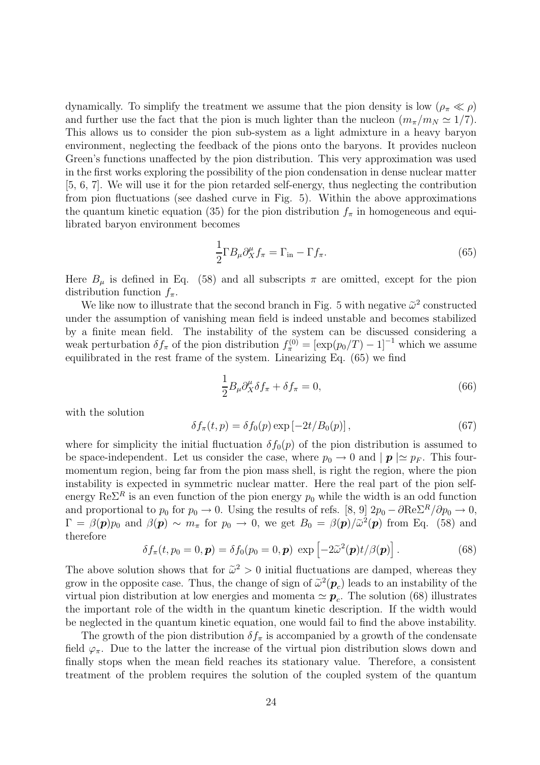dynamically. To simplify the treatment we assume that the pion density is low ($\rho_\pi \ll \rho$) and further use the fact that the pion is much lighter than the nucleon ($m_\pi/m_N \simeq 1/7$). This allows us to consider the pion sub-system as a light admixture in a heavy baryon environment, neglecting the feedback of the pions onto the baryons. It provides nucleon Green's functions unaffected by the pion distribution. This very approximation was used in the first works exploring the possibility of the pion condensation in dense nuclear matter [5, 6, 7]. We will use it for the pion retarded self-energy, thus neglecting the contribution from pion fluctuations (see dashed curve in Fig. 5). Within the above approximations the quantum kinetic equation (35) for the pion distribution $f_\pi$ in homogeneous and equilibrated baryon environment becomes

$$\frac{1}{2}\Gamma B_\mu \partial^\mu_X f_\pi = \Gamma_{\rm in} - \Gamma f_\pi. \tag{65}$$

Here $B_\mu$ is defined in Eq. (58) and all subscripts $\pi$ are omitted, except for the pion distribution function $f_\pi$.

We like now to illustrate that the second branch in Fig. 5 with negative $\widetilde{\omega}^2$ constructed under the assumption of vanishing mean field is indeed unstable and becomes stabilized by a finite mean field. The instability of the system can be discussed considering a weak perturbation $\delta f_\pi$ of the pion distribution $f_\pi^{(0)} = [\exp(p_0/T) - 1]^{-1}$ which we assume equilibrated in the rest frame of the system. Linearizing Eq. (65) we find

$$\frac{1}{2}B_\mu \partial^\mu_X \delta f_\pi + \delta f_\pi = 0, \tag{66}$$

with the solution

$$\delta f_\pi(t,p) = \delta f_0(p) \exp\left[-2t/B_0(p)\right], \tag{67}$$

where for simplicity the initial fluctuation $\delta f_0(p)$ of the pion distribution is assumed to be space-independent. Let us consider the case, where $p_0 \to 0$ and $|\, \boldsymbol{p}\, | \simeq p_F$. This four-momentum region, being far from the pion mass shell, is right the region, where the pion instability is expected in symmetric nuclear matter. Here the real part of the pion self-energy ${\rm Re}\Sigma^R$ is an even function of the pion energy $p_0$ while the width is an odd function and proportional to $p_0$ for $p_0 \to 0$. Using the results of refs. [8, 9] $2p_0 - \partial {\rm Re}\Sigma^R/\partial p_0 \to 0$, $\Gamma = \beta(\boldsymbol{p}) p_0$ and $\beta(\boldsymbol{p}) \sim m_\pi$ for $p_0 \to 0$, we get $B_0 = \beta(\boldsymbol{p})/\widetilde{\omega}^2(\boldsymbol{p})$ from Eq. (58) and therefore

$$\delta f_\pi(t, p_0 = 0, \boldsymbol{p}) = \delta f_0(p_0 = 0, \boldsymbol{p})\ \exp\left[-2\widetilde{\omega}^2(\boldsymbol{p}) t/\beta(\boldsymbol{p})\right]. \tag{68}$$

The above solution shows that for $\widetilde{\omega}^2 > 0$ initial fluctuations are damped, whereas they grow in the opposite case. Thus, the change of sign of $\widetilde{\omega}^2(\boldsymbol{p}_c)$ leads to an instability of the virtual pion distribution at low energies and momenta $\simeq \boldsymbol{p}_c$. The solution (68) illustrates the important role of the width in the quantum kinetic description. If the width would be neglected in the quantum kinetic equation, one would fail to find the above instability.

The growth of the pion distribution $\delta f_\pi$ is accompanied by a growth of the condensate field $\varphi_\pi$. Due to the latter the increase of the virtual pion distribution slows down and finally stops when the mean field reaches its stationary value. Therefore, a consistent treatment of the problem requires the solution of the coupled system of the quantum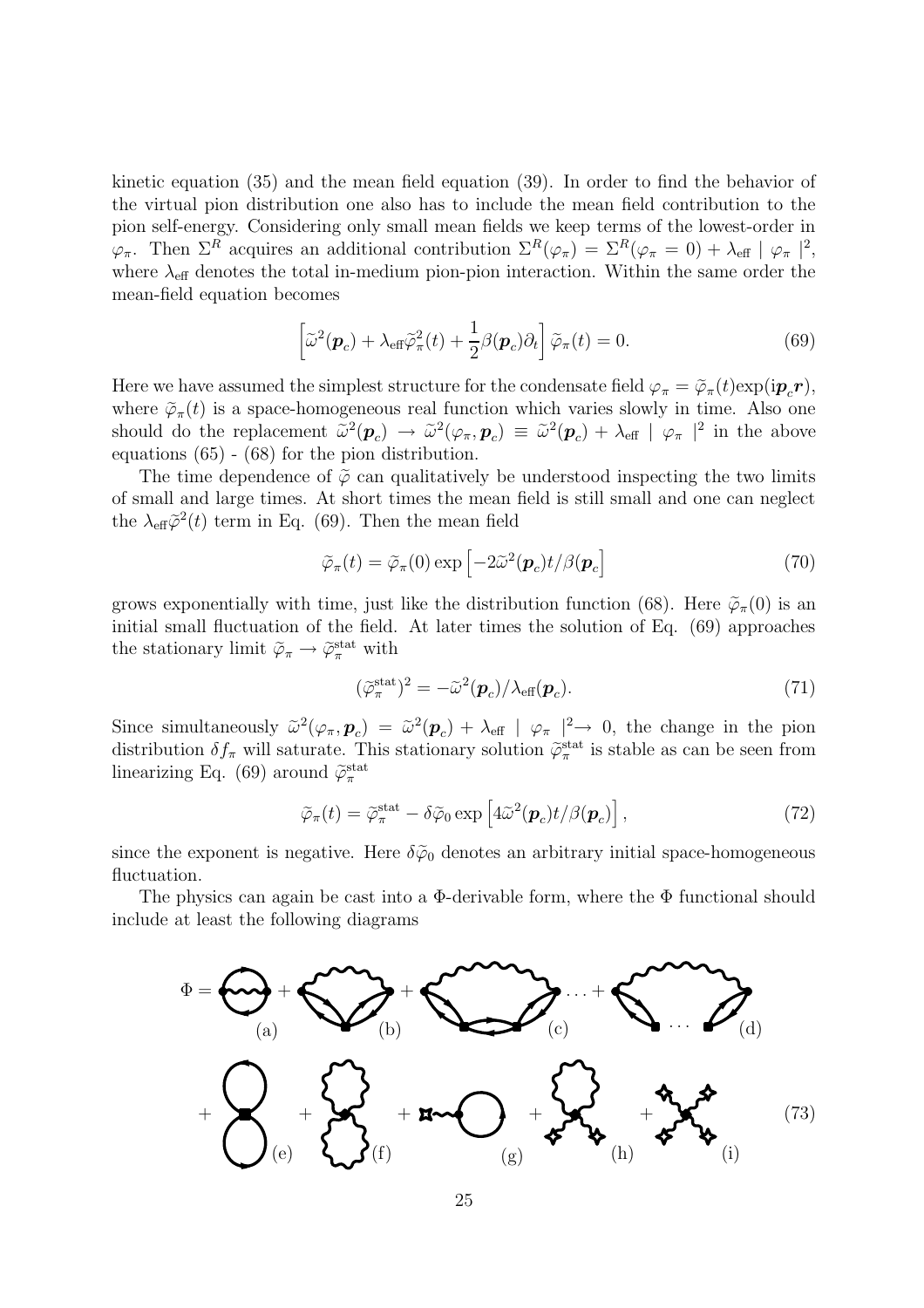kinetic equation (35) and the mean field equation (39). In order to find the behavior of the virtual pion distribution one also has to include the mean field contribution to the pion self-energy. Considering only small mean fields we keep terms of the lowest-order in $\varphi_\pi$. Then $\Sigma^R$ acquires an additional contribution $\Sigma^R(\varphi_\pi) = \Sigma^R(\varphi_\pi = 0) + \lambda_{\rm eff} \mid \varphi_\pi \mid^2$, where $\lambda_{\rm eff}$ denotes the total in-medium pion-pion interaction. Within the same order the mean-field equation becomes

$$\left[\widetilde{\omega}^2(\boldsymbol{p}_c) + \lambda_{\rm eff}\widetilde{\varphi}_\pi^2(t) + \frac{1}{2}\beta(\boldsymbol{p}_c)\partial_t\right]\widetilde{\varphi}_\pi(t) = 0. \tag{69}$$

Here we have assumed the simplest structure for the condensate field $\varphi_\pi = \widetilde{\varphi}_\pi(t)\exp(i\boldsymbol{p}_c\boldsymbol{r})$, where $\widetilde{\varphi}_\pi(t)$ is a space-homogeneous real function which varies slowly in time. Also one should do the replacement $\widetilde{\omega}^2(\boldsymbol{p}_c) \to \widetilde{\omega}^2(\varphi_\pi, \boldsymbol{p}_c) \equiv \widetilde{\omega}^2(\boldsymbol{p}_c) + \lambda_{\rm eff} \mid \varphi_\pi \mid^2$ in the above equations (65) - (68) for the pion distribution.

The time dependence of $\widetilde{\varphi}$ can qualitatively be understood inspecting the two limits of small and large times. At short times the mean field is still small and one can neglect the $\lambda_{\rm eff}\widetilde{\varphi}^2(t)$ term in Eq. (69). Then the mean field

$$\widetilde{\varphi}_\pi(t) = \widetilde{\varphi}_\pi(0)\exp\left[-2\widetilde{\omega}^2(\boldsymbol{p}_c)t/\beta(\boldsymbol{p}_c\right] \tag{70}$$

grows exponentially with time, just like the distribution function (68). Here $\widetilde{\varphi}_\pi(0)$ is an initial small fluctuation of the field. At later times the solution of Eq. (69) approaches the stationary limit $\widetilde{\varphi}_\pi \to \widetilde{\varphi}_\pi^{\rm stat}$ with

$$(\widetilde{\varphi}_\pi^{\rm stat})^2 = -\widetilde{\omega}^2(\boldsymbol{p}_c)/\lambda_{\rm eff}(\boldsymbol{p}_c). \tag{71}$$

Since simultaneously $\widetilde{\omega}^2(\varphi_\pi, \boldsymbol{p}_c) = \widetilde{\omega}^2(\boldsymbol{p}_c) + \lambda_{\rm eff} \mid \varphi_\pi \mid^2 \to 0$, the change in the pion distribution $\delta f_\pi$ will saturate. This stationary solution $\widetilde{\varphi}_\pi^{\rm stat}$ is stable as can be seen from linearizing Eq. (69) around $\widetilde{\varphi}_\pi^{\rm stat}$

$$\widetilde{\varphi}_\pi(t) = \widetilde{\varphi}_\pi^{\rm stat} - \delta\widetilde{\varphi}_0 \exp\left[4\widetilde{\omega}^2(\boldsymbol{p}_c)t/\beta(\boldsymbol{p}_c)\right], \tag{72}$$

since the exponent is negative. Here $\delta\widetilde{\varphi}_0$ denotes an arbitrary initial space-homogeneous fluctuation.

The physics can again be cast into a $\Phi$-derivable form, where the $\Phi$ functional should include at least the following diagrams

$$\Phi = \text{(a)} + \text{(b)} + \text{(c)} \ldots + \text{(d)} + \text{(e)} + \text{(f)} + \text{(g)} + \text{(h)} + \text{(i)} \tag{73}$$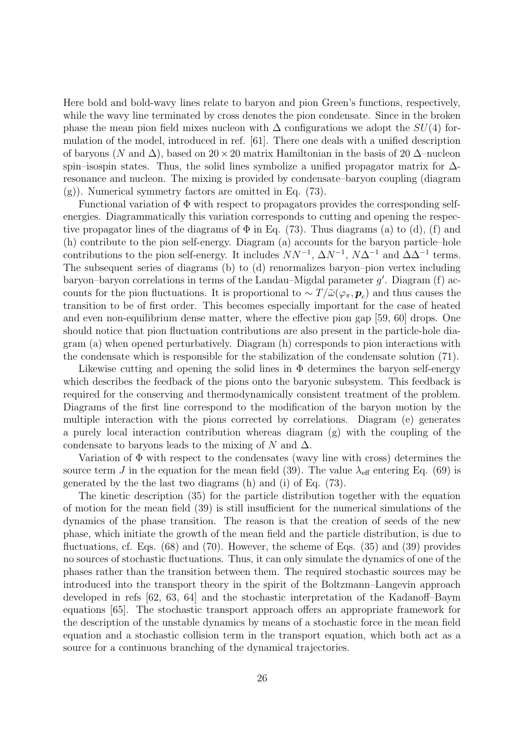Here bold and bold-wavy lines relate to baryon and pion Green's functions, respectively, while the wavy line terminated by cross denotes the pion condensate. Since in the broken phase the mean pion field mixes nucleon with $\Delta$ configurations we adopt the $SU(4)$ formulation of the model, introduced in ref. [61]. There one deals with a unified description of baryons ($N$ and $\Delta$), based on $20 \times 20$ matrix Hamiltonian in the basis of 20 $\Delta$–nucleon spin–isospin states. Thus, the solid lines symbolize a unified propagator matrix for $\Delta$-resonance and nucleon. The mixing is provided by condensate–baryon coupling (diagram (g)). Numerical symmetry factors are omitted in Eq. (73).

Functional variation of $\Phi$ with respect to propagators provides the corresponding self-energies. Diagrammatically this variation corresponds to cutting and opening the respective propagator lines of the diagrams of $\Phi$ in Eq. (73). Thus diagrams (a) to (d), (f) and (h) contribute to the pion self-energy. Diagram (a) accounts for the baryon particle–hole contributions to the pion self-energy. It includes $NN^{-1}$, $\Delta N^{-1}$, $N\Delta^{-1}$ and $\Delta\Delta^{-1}$ terms. The subsequent series of diagrams (b) to (d) renormalizes baryon–pion vertex including baryon–baryon correlations in terms of the Landau–Migdal parameter $g'$. Diagram (f) accounts for the pion fluctuations. It is proportional to $\sim T/\widetilde{\omega}(\varphi_\pi, \boldsymbol{p}_c)$ and thus causes the transition to be of first order. This becomes especially important for the case of heated and even non-equilibrium dense matter, where the effective pion gap [59, 60] drops. One should notice that pion fluctuation contributions are also present in the particle-hole diagram (a) when opened perturbatively. Diagram (h) corresponds to pion interactions with the condensate which is responsible for the stabilization of the condensate solution (71).

Likewise cutting and opening the solid lines in $\Phi$ determines the baryon self-energy which describes the feedback of the pions onto the baryonic subsystem. This feedback is required for the conserving and thermodynamically consistent treatment of the problem. Diagrams of the first line correspond to the modification of the baryon motion by the multiple interaction with the pions corrected by correlations. Diagram (e) generates a purely local interaction contribution whereas diagram (g) with the coupling of the condensate to baryons leads to the mixing of $N$ and $\Delta$.

Variation of $\Phi$ with respect to the condensates (wavy line with cross) determines the source term $J$ in the equation for the mean field (39). The value $\lambda_{\rm eff}$ entering Eq. (69) is generated by the the last two diagrams (h) and (i) of Eq. (73).

The kinetic description (35) for the particle distribution together with the equation of motion for the mean field (39) is still insufficient for the numerical simulations of the dynamics of the phase transition. The reason is that the creation of seeds of the new phase, which initiate the growth of the mean field and the particle distribution, is due to fluctuations, cf. Eqs. (68) and (70). However, the scheme of Eqs. (35) and (39) provides no sources of stochastic fluctuations. Thus, it can only simulate the dynamics of one of the phases rather than the transition between them. The required stochastic sources may be introduced into the transport theory in the spirit of the Boltzmann–Langevin approach developed in refs [62, 63, 64] and the stochastic interpretation of the Kadanoff–Baym equations [65]. The stochastic transport approach offers an appropriate framework for the description of the unstable dynamics by means of a stochastic force in the mean field equation and a stochastic collision term in the transport equation, which both act as a source for a continuous branching of the dynamical trajectories.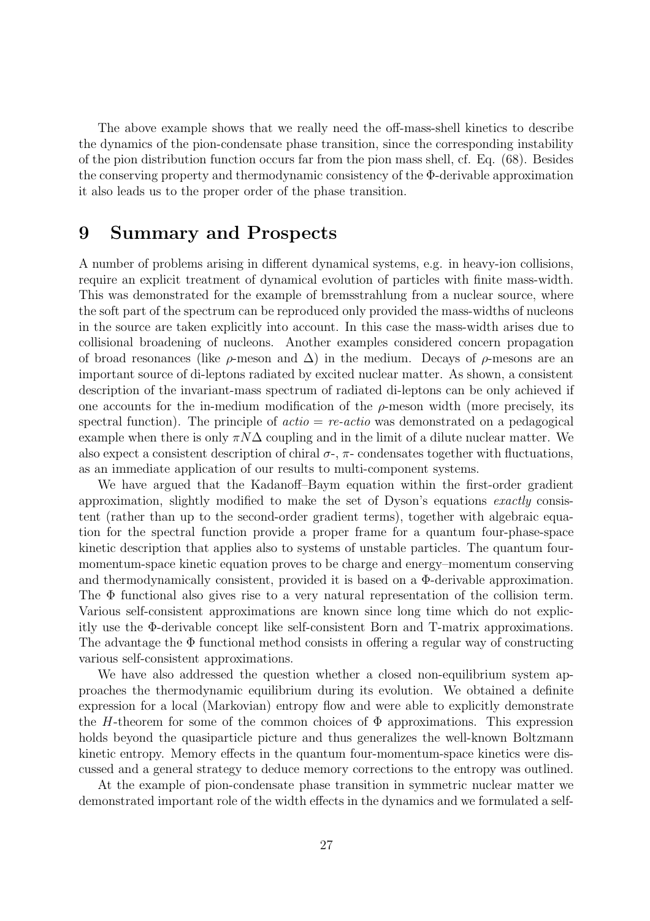The above example shows that we really need the off-mass-shell kinetics to describe the dynamics of the pion-condensate phase transition, since the corresponding instability of the pion distribution function occurs far from the pion mass shell, cf. Eq. (68). Besides the conserving property and thermodynamic consistency of the $\Phi$-derivable approximation it also leads us to the proper order of the phase transition.

# 9 Summary and Prospects

A number of problems arising in different dynamical systems, e.g. in heavy-ion collisions, require an explicit treatment of dynamical evolution of particles with finite mass-width. This was demonstrated for the example of bremsstrahlung from a nuclear source, where the soft part of the spectrum can be reproduced only provided the mass-widths of nucleons in the source are taken explicitly into account. In this case the mass-width arises due to collisional broadening of nucleons. Another examples considered concern propagation of broad resonances (like $\rho$-meson and $\Delta$) in the medium. Decays of $\rho$-mesons are an important source of di-leptons radiated by excited nuclear matter. As shown, a consistent description of the invariant-mass spectrum of radiated di-leptons can be only achieved if one accounts for the in-medium modification of the $\rho$-meson width (more precisely, its spectral function). The principle of *actio* = *re-actio* was demonstrated on a pedagogical example when there is only $\pi N \Delta$ coupling and in the limit of a dilute nuclear matter. We also expect a consistent description of chiral $\sigma$-, $\pi$- condensates together with fluctuations, as an immediate application of our results to multi-component systems.

We have argued that the Kadanoff–Baym equation within the first-order gradient approximation, slightly modified to make the set of Dyson's equations *exactly* consistent (rather than up to the second-order gradient terms), together with algebraic equation for the spectral function provide a proper frame for a quantum four-phase-space kinetic description that applies also to systems of unstable particles. The quantum four-momentum-space kinetic equation proves to be charge and energy–momentum conserving and thermodynamically consistent, provided it is based on a $\Phi$-derivable approximation. The $\Phi$ functional also gives rise to a very natural representation of the collision term. Various self-consistent approximations are known since long time which do not explicitly use the $\Phi$-derivable concept like self-consistent Born and T-matrix approximations. The advantage the $\Phi$ functional method consists in offering a regular way of constructing various self-consistent approximations.

We have also addressed the question whether a closed non-equilibrium system approaches the thermodynamic equilibrium during its evolution. We obtained a definite expression for a local (Markovian) entropy flow and were able to explicitly demonstrate the $H$-theorem for some of the common choices of $\Phi$ approximations. This expression holds beyond the quasiparticle picture and thus generalizes the well-known Boltzmann kinetic entropy. Memory effects in the quantum four-momentum-space kinetics were discussed and a general strategy to deduce memory corrections to the entropy was outlined.

At the example of pion-condensate phase transition in symmetric nuclear matter we demonstrated important role of the width effects in the dynamics and we formulated a self-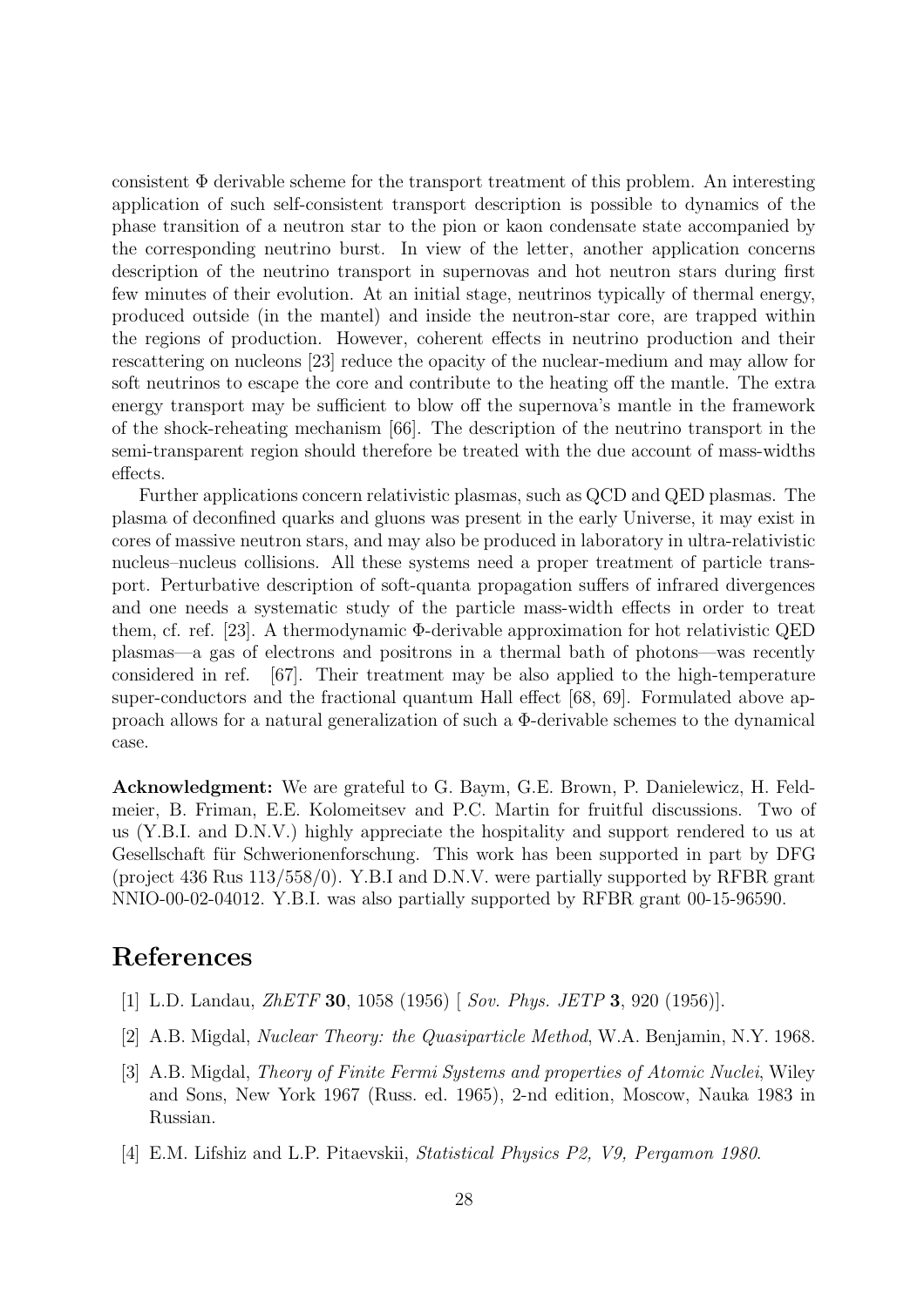consistent $\Phi$ derivable scheme for the transport treatment of this problem. An interesting application of such self-consistent transport description is possible to dynamics of the phase transition of a neutron star to the pion or kaon condensate state accompanied by the corresponding neutrino burst. In view of the letter, another application concerns description of the neutrino transport in supernovas and hot neutron stars during first few minutes of their evolution. At an initial stage, neutrinos typically of thermal energy, produced outside (in the mantel) and inside the neutron-star core, are trapped within the regions of production. However, coherent effects in neutrino production and their rescattering on nucleons [23] reduce the opacity of the nuclear-medium and may allow for soft neutrinos to escape the core and contribute to the heating off the mantle. The extra energy transport may be sufficient to blow off the supernova's mantle in the framework of the shock-reheating mechanism [66]. The description of the neutrino transport in the semi-transparent region should therefore be treated with the due account of mass-widths effects.

Further applications concern relativistic plasmas, such as QCD and QED plasmas. The plasma of deconfined quarks and gluons was present in the early Universe, it may exist in cores of massive neutron stars, and may also be produced in laboratory in ultra-relativistic nucleus–nucleus collisions. All these systems need a proper treatment of particle transport. Perturbative description of soft-quanta propagation suffers of infrared divergences and one needs a systematic study of the particle mass-width effects in order to treat them, cf. ref. [23]. A thermodynamic $\Phi$-derivable approximation for hot relativistic QED plasmas—a gas of electrons and positrons in a thermal bath of photons—was recently considered in ref. [67]. Their treatment may be also applied to the high-temperature super-conductors and the fractional quantum Hall effect [68, 69]. Formulated above approach allows for a natural generalization of such a $\Phi$-derivable schemes to the dynamical case.

**Acknowledgment:** We are grateful to G. Baym, G.E. Brown, P. Danielewicz, H. Feldmeier, B. Friman, E.E. Kolomeitsev and P.C. Martin for fruitful discussions. Two of us (Y.B.I. and D.N.V.) highly appreciate the hospitality and support rendered to us at Gesellschaft für Schwerionenforschung. This work has been supported in part by DFG (project 436 Rus 113/558/0). Y.B.I and D.N.V. were partially supported by RFBR grant NNIO-00-02-04012. Y.B.I. was also partially supported by RFBR grant 00-15-96590.

# References

[1] L.D. Landau, *ZhETF* **30**, 1058 (1956) [ *Sov. Phys. JETP* **3**, 920 (1956)].

[2] A.B. Migdal, *Nuclear Theory: the Quasiparticle Method*, W.A. Benjamin, N.Y. 1968.

[3] A.B. Migdal, *Theory of Finite Fermi Systems and properties of Atomic Nuclei*, Wiley and Sons, New York 1967 (Russ. ed. 1965), 2-nd edition, Moscow, Nauka 1983 in Russian.

[4] E.M. Lifshiz and L.P. Pitaevskii, *Statistical Physics P2, V9, Pergamon 1980*.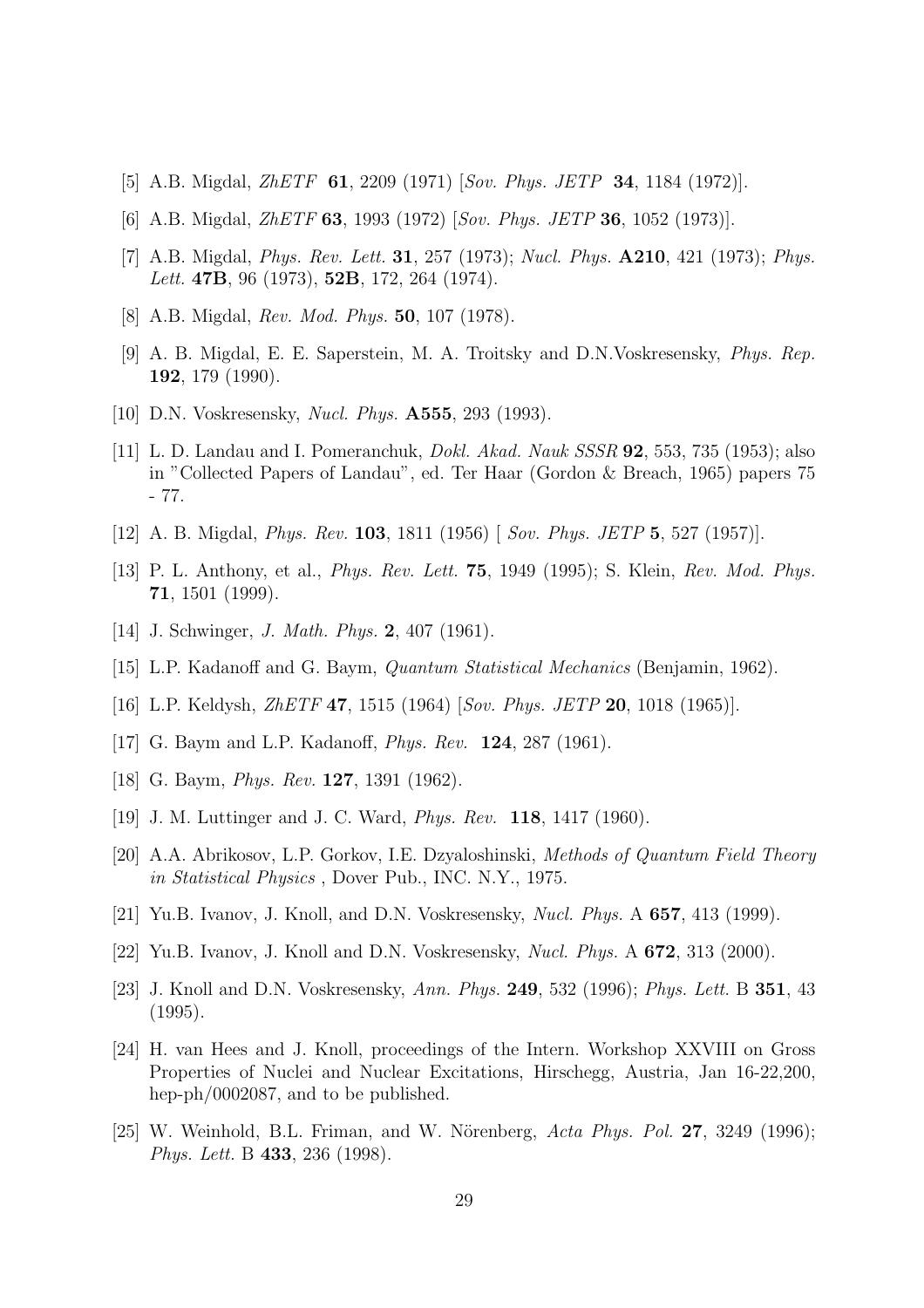[5] A.B. Migdal, *ZhETF* **61**, 2209 (1971) [*Sov. Phys. JETP* **34**, 1184 (1972)].

[6] A.B. Migdal, *ZhETF* **63**, 1993 (1972) [*Sov. Phys. JETP* **36**, 1052 (1973)].

[7] A.B. Migdal, *Phys. Rev. Lett.* **31**, 257 (1973); *Nucl. Phys.* **A210**, 421 (1973); *Phys. Lett.* **47B**, 96 (1973), **52B**, 172, 264 (1974).

[8] A.B. Migdal, *Rev. Mod. Phys.* **50**, 107 (1978).

[9] A. B. Migdal, E. E. Saperstein, M. A. Troitsky and D.N.Voskresensky, *Phys. Rep.* **192**, 179 (1990).

[10] D.N. Voskresensky, *Nucl. Phys.* **A555**, 293 (1993).

[11] L. D. Landau and I. Pomeranchuk, *Dokl. Akad. Nauk SSSR* **92**, 553, 735 (1953); also in "Collected Papers of Landau", ed. Ter Haar (Gordon & Breach, 1965) papers 75 - 77.

[12] A. B. Migdal, *Phys. Rev.* **103**, 1811 (1956) [ *Sov. Phys. JETP* **5**, 527 (1957)].

[13] P. L. Anthony, et al., *Phys. Rev. Lett.* **75**, 1949 (1995); S. Klein, *Rev. Mod. Phys.* **71**, 1501 (1999).

[14] J. Schwinger, *J. Math. Phys.* **2**, 407 (1961).

[15] L.P. Kadanoff and G. Baym, *Quantum Statistical Mechanics* (Benjamin, 1962).

[16] L.P. Keldysh, *ZhETF* **47**, 1515 (1964) [*Sov. Phys. JETP* **20**, 1018 (1965)].

[17] G. Baym and L.P. Kadanoff, *Phys. Rev.* **124**, 287 (1961).

[18] G. Baym, *Phys. Rev.* **127**, 1391 (1962).

[19] J. M. Luttinger and J. C. Ward, *Phys. Rev.* **118**, 1417 (1960).

[20] A.A. Abrikosov, L.P. Gorkov, I.E. Dzyaloshinski, *Methods of Quantum Field Theory in Statistical Physics* , Dover Pub., INC. N.Y., 1975.

[21] Yu.B. Ivanov, J. Knoll, and D.N. Voskresensky, *Nucl. Phys.* A **657**, 413 (1999).

[22] Yu.B. Ivanov, J. Knoll and D.N. Voskresensky, *Nucl. Phys.* A **672**, 313 (2000).

[23] J. Knoll and D.N. Voskresensky, *Ann. Phys.* **249**, 532 (1996); *Phys. Lett.* B **351**, 43 (1995).

[24] H. van Hees and J. Knoll, proceedings of the Intern. Workshop XXVIII on Gross Properties of Nuclei and Nuclear Excitations, Hirschegg, Austria, Jan 16-22,200, hep-ph/0002087, and to be published.

[25] W. Weinhold, B.L. Friman, and W. Nörenberg, *Acta Phys. Pol.* **27**, 3249 (1996); *Phys. Lett.* B **433**, 236 (1998).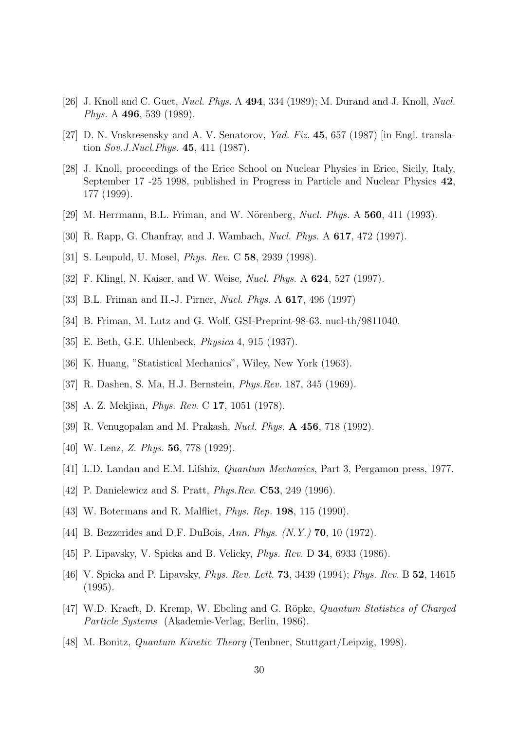[26] J. Knoll and C. Guet, *Nucl. Phys.* A **494**, 334 (1989); M. Durand and J. Knoll, *Nucl. Phys.* A **496**, 539 (1989).

[27] D. N. Voskresensky and A. V. Senatorov, *Yad. Fiz.* **45**, 657 (1987) [in Engl. translation *Sov.J.Nucl.Phys.* **45**, 411 (1987).

[28] J. Knoll, proceedings of the Erice School on Nuclear Physics in Erice, Sicily, Italy, September 17 -25 1998, published in Progress in Particle and Nuclear Physics **42**, 177 (1999).

[29] M. Herrmann, B.L. Friman, and W. Nörenberg, *Nucl. Phys.* A **560**, 411 (1993).

[30] R. Rapp, G. Chanfray, and J. Wambach, *Nucl. Phys.* A **617**, 472 (1997).

[31] S. Leupold, U. Mosel, *Phys. Rev.* C **58**, 2939 (1998).

[32] F. Klingl, N. Kaiser, and W. Weise, *Nucl. Phys.* A **624**, 527 (1997).

[33] B.L. Friman and H.-J. Pirner, *Nucl. Phys.* A **617**, 496 (1997)

[34] B. Friman, M. Lutz and G. Wolf, GSI-Preprint-98-63, nucl-th/9811040.

[35] E. Beth, G.E. Uhlenbeck, *Physica* 4, 915 (1937).

[36] K. Huang, "Statistical Mechanics", Wiley, New York (1963).

[37] R. Dashen, S. Ma, H.J. Bernstein, *Phys.Rev.* 187, 345 (1969).

[38] A. Z. Mekjian, *Phys. Rev.* C **17**, 1051 (1978).

[39] R. Venugopalan and M. Prakash, *Nucl. Phys.* **A 456**, 718 (1992).

[40] W. Lenz, *Z. Phys.* **56**, 778 (1929).

[41] L.D. Landau and E.M. Lifshiz, *Quantum Mechanics*, Part 3, Pergamon press, 1977.

[42] P. Danielewicz and S. Pratt, *Phys.Rev.* **C53**, 249 (1996).

[43] W. Botermans and R. Malfliet, *Phys. Rep.* **198**, 115 (1990).

[44] B. Bezzerides and D.F. DuBois, *Ann. Phys. (N.Y.)* **70**, 10 (1972).

[45] P. Lipavsky, V. Spicka and B. Velicky, *Phys. Rev.* D **34**, 6933 (1986).

[46] V. Spicka and P. Lipavsky, *Phys. Rev. Lett.* **73**, 3439 (1994); *Phys. Rev.* B **52**, 14615 (1995).

[47] W.D. Kraeft, D. Kremp, W. Ebeling and G. Röpke, *Quantum Statistics of Charged Particle Systems* (Akademie-Verlag, Berlin, 1986).

[48] M. Bonitz, *Quantum Kinetic Theory* (Teubner, Stuttgart/Leipzig, 1998).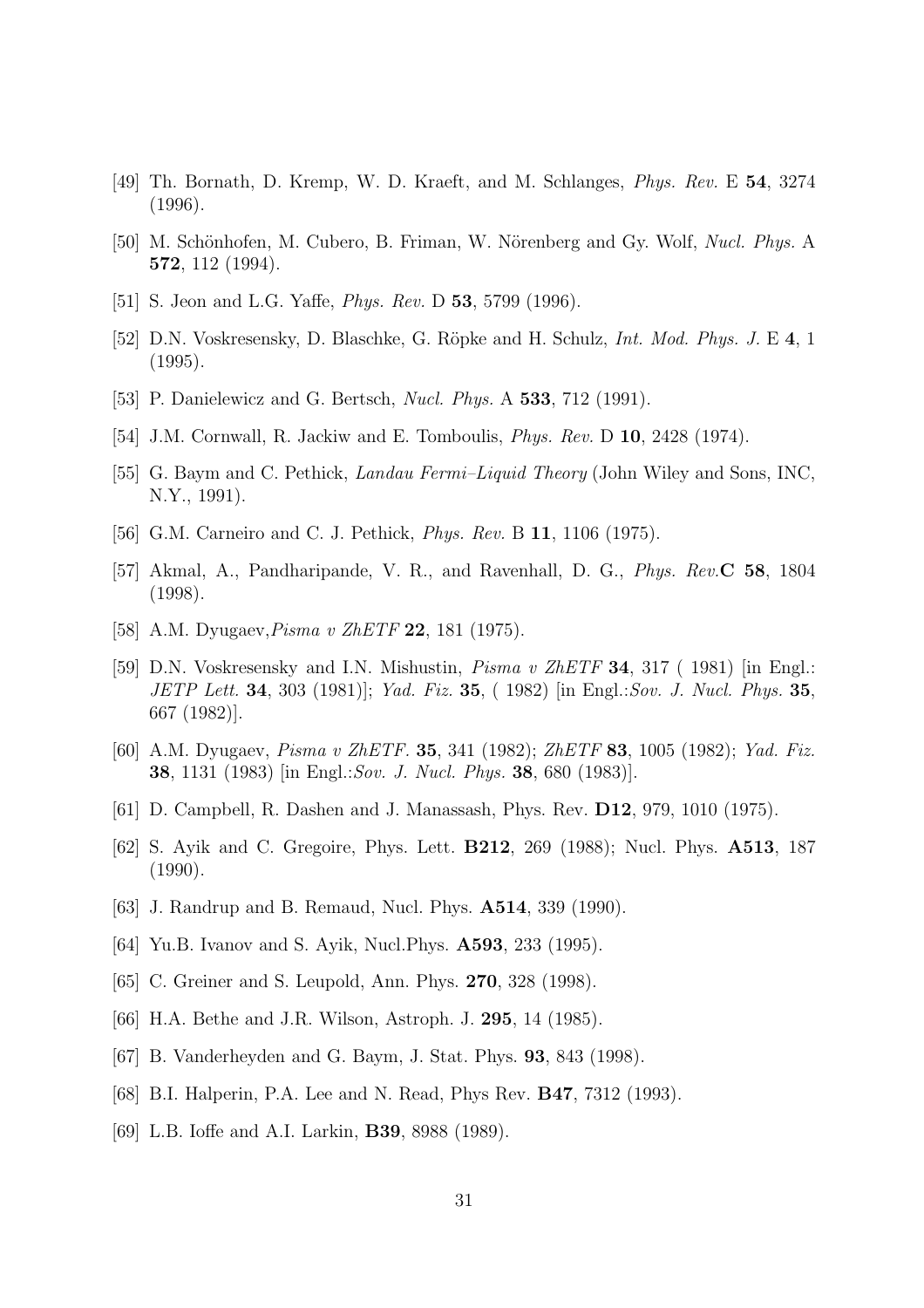[49] Th. Bornath, D. Kremp, W. D. Kraeft, and M. Schlanges, *Phys. Rev.* E **54**, 3274 (1996).

[50] M. Schönhofen, M. Cubero, B. Friman, W. Nörenberg and Gy. Wolf, *Nucl. Phys.* A **572**, 112 (1994).

[51] S. Jeon and L.G. Yaffe, *Phys. Rev.* D **53**, 5799 (1996).

[52] D.N. Voskresensky, D. Blaschke, G. Röpke and H. Schulz, *Int. Mod. Phys. J.* E **4**, 1 (1995).

[53] P. Danielewicz and G. Bertsch, *Nucl. Phys.* A **533**, 712 (1991).

[54] J.M. Cornwall, R. Jackiw and E. Tomboulis, *Phys. Rev.* D **10**, 2428 (1974).

[55] G. Baym and C. Pethick, *Landau Fermi–Liquid Theory* (John Wiley and Sons, INC, N.Y., 1991).

[56] G.M. Carneiro and C. J. Pethick, *Phys. Rev.* B **11**, 1106 (1975).

[57] Akmal, A., Pandharipande, V. R., and Ravenhall, D. G., *Phys. Rev.***C 58**, 1804 (1998).

[58] A.M. Dyugaev,*Pisma v ZhETF* **22**, 181 (1975).

[59] D.N. Voskresensky and I.N. Mishustin, *Pisma v ZhETF* **34**, 317 ( 1981) [in Engl.: *JETP Lett.* **34**, 303 (1981)]; *Yad. Fiz.* **35**, ( 1982) [in Engl.:*Sov. J. Nucl. Phys.* **35**, 667 (1982)].

[60] A.M. Dyugaev, *Pisma v ZhETF.* **35**, 341 (1982); *ZhETF* **83**, 1005 (1982); *Yad. Fiz.* **38**, 1131 (1983) [in Engl.:*Sov. J. Nucl. Phys.* **38**, 680 (1983)].

[61] D. Campbell, R. Dashen and J. Manassash, Phys. Rev. **D12**, 979, 1010 (1975).

[62] S. Ayik and C. Gregoire, Phys. Lett. **B212**, 269 (1988); Nucl. Phys. **A513**, 187 (1990).

[63] J. Randrup and B. Remaud, Nucl. Phys. **A514**, 339 (1990).

[64] Yu.B. Ivanov and S. Ayik, Nucl.Phys. **A593**, 233 (1995).

[65] C. Greiner and S. Leupold, Ann. Phys. **270**, 328 (1998).

[66] H.A. Bethe and J.R. Wilson, Astroph. J. **295**, 14 (1985).

[67] B. Vanderheyden and G. Baym, J. Stat. Phys. **93**, 843 (1998).

[68] B.I. Halperin, P.A. Lee and N. Read, Phys Rev. **B47**, 7312 (1993).

[69] L.B. Ioffe and A.I. Larkin, **B39**, 8988 (1989).